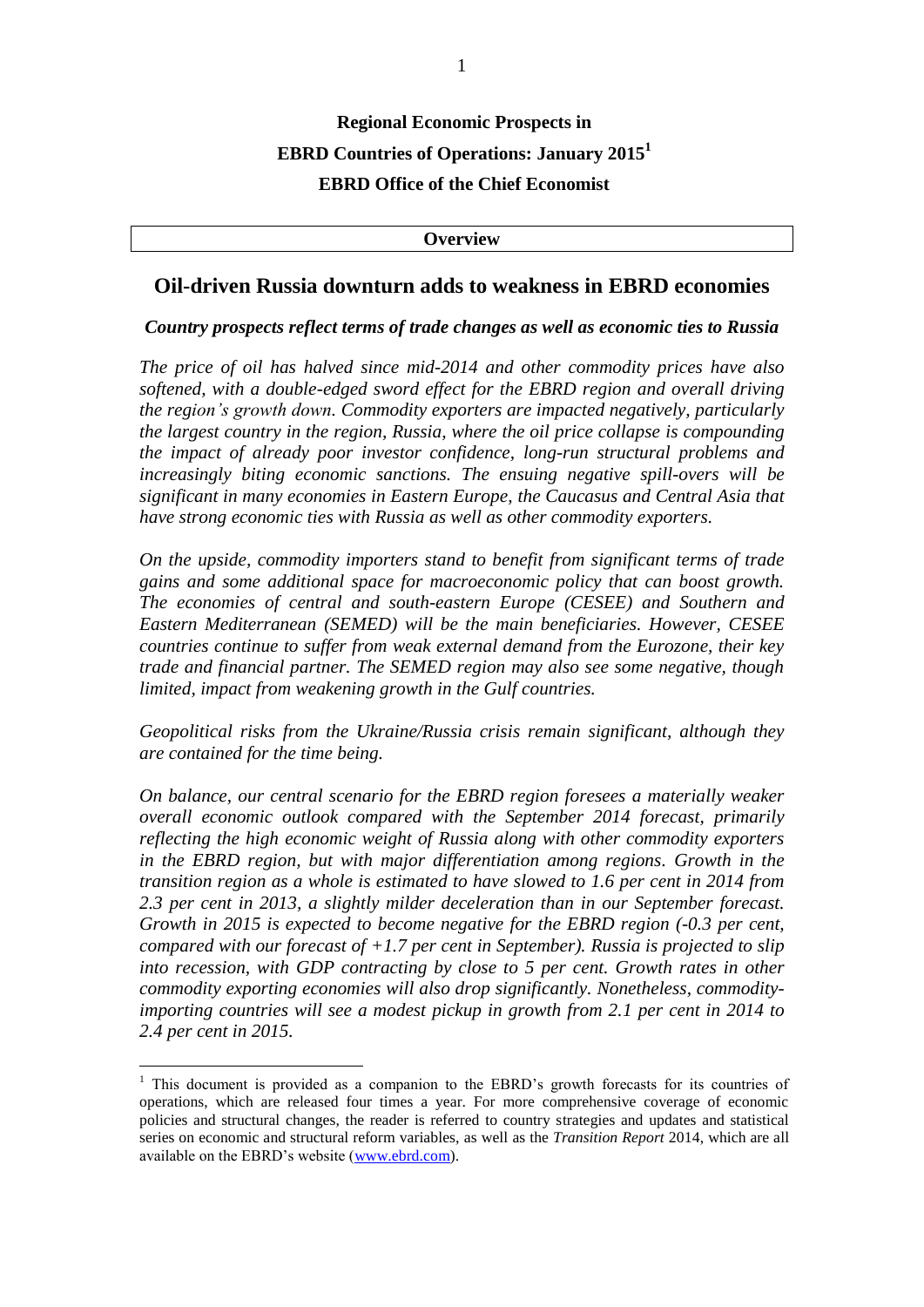# Regional Economic Prospects in EBRD Countries of Operations: January 2015[1]

## EBRD Office of the Chief Economist

**Overview**

## Oil-driven Russia downturn adds to weakness in EBRD economies

***Country prospects reflect terms of trade changes as well as economic ties to Russia***

*The price of oil has halved since mid-2014 and other commodity prices have also softened, with a double-edged sword effect for the EBRD region and overall driving the region's growth down. Commodity exporters are impacted negatively, particularly the largest country in the region, Russia, where the oil price collapse is compounding the impact of already poor investor confidence, long-run structural problems and increasingly biting economic sanctions. The ensuing negative spill-overs will be significant in many economies in Eastern Europe, the Caucasus and Central Asia that have strong economic ties with Russia as well as other commodity exporters.*

*On the upside, commodity importers stand to benefit from significant terms of trade gains and some additional space for macroeconomic policy that can boost growth. The economies of central and south-eastern Europe (CESEE) and Southern and Eastern Mediterranean (SEMED) will be the main beneficiaries. However, CESEE countries continue to suffer from weak external demand from the Eurozone, their key trade and financial partner. The SEMED region may also see some negative, though limited, impact from weakening growth in the Gulf countries.*

*Geopolitical risks from the Ukraine/Russia crisis remain significant, although they are contained for the time being.*

*On balance, our central scenario for the EBRD region foresees a materially weaker overall economic outlook compared with the September 2014 forecast, primarily reflecting the high economic weight of Russia along with other commodity exporters in the EBRD region, but with major differentiation among regions. Growth in the transition region as a whole is estimated to have slowed to 1.6 per cent in 2014 from 2.3 per cent in 2013, a slightly milder deceleration than in our September forecast. Growth in 2015 is expected to become negative for the EBRD region (-0.3 per cent, compared with our forecast of +1.7 per cent in September). Russia is projected to slip into recession, with GDP contracting by close to 5 per cent. Growth rates in other commodity exporting economies will also drop significantly. Nonetheless, commodity-importing countries will see a modest pickup in growth from 2.1 per cent in 2014 to 2.4 per cent in 2015.*

---

[1] This document is provided as a companion to the EBRD's growth forecasts for its countries of operations, which are released four times a year. For more comprehensive coverage of economic policies and structural changes, the reader is referred to country strategies and updates and statistical series on economic and structural reform variables, as well as the *Transition Report* 2014, which are all available on the EBRD's website (www.ebrd.com).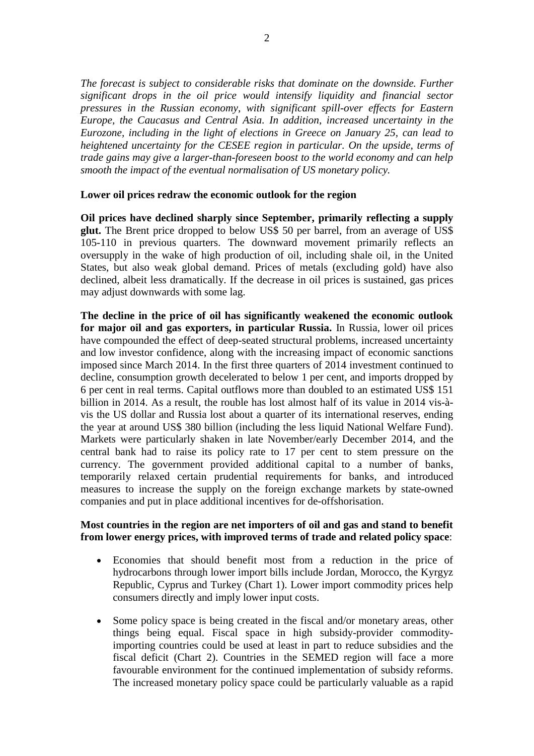*The forecast is subject to considerable risks that dominate on the downside. Further significant drops in the oil price would intensify liquidity and financial sector pressures in the Russian economy, with significant spill-over effects for Eastern Europe, the Caucasus and Central Asia. In addition, increased uncertainty in the Eurozone, including in the light of elections in Greece on January 25, can lead to heightened uncertainty for the CESEE region in particular. On the upside, terms of trade gains may give a larger-than-foreseen boost to the world economy and can help smooth the impact of the eventual normalisation of US monetary policy.*

**Lower oil prices redraw the economic outlook for the region**

**Oil prices have declined sharply since September, primarily reflecting a supply glut.** The Brent price dropped to below US$ 50 per barrel, from an average of US$ 105-110 in previous quarters. The downward movement primarily reflects an oversupply in the wake of high production of oil, including shale oil, in the United States, but also weak global demand. Prices of metals (excluding gold) have also declined, albeit less dramatically. If the decrease in oil prices is sustained, gas prices may adjust downwards with some lag.

**The decline in the price of oil has significantly weakened the economic outlook for major oil and gas exporters, in particular Russia.** In Russia, lower oil prices have compounded the effect of deep-seated structural problems, increased uncertainty and low investor confidence, along with the increasing impact of economic sanctions imposed since March 2014. In the first three quarters of 2014 investment continued to decline, consumption growth decelerated to below 1 per cent, and imports dropped by 6 per cent in real terms. Capital outflows more than doubled to an estimated US$ 151 billion in 2014. As a result, the rouble has lost almost half of its value in 2014 vis-à-vis the US dollar and Russia lost about a quarter of its international reserves, ending the year at around US$ 380 billion (including the less liquid National Welfare Fund). Markets were particularly shaken in late November/early December 2014, and the central bank had to raise its policy rate to 17 per cent to stem pressure on the currency. The government provided additional capital to a number of banks, temporarily relaxed certain prudential requirements for banks, and introduced measures to increase the supply on the foreign exchange markets by state-owned companies and put in place additional incentives for de-offshorisation.

**Most countries in the region are net importers of oil and gas and stand to benefit from lower energy prices, with improved terms of trade and related policy space**:

- Economies that should benefit most from a reduction in the price of hydrocarbons through lower import bills include Jordan, Morocco, the Kyrgyz Republic, Cyprus and Turkey (Chart 1). Lower import commodity prices help consumers directly and imply lower input costs.
- Some policy space is being created in the fiscal and/or monetary areas, other things being equal. Fiscal space in high subsidy-provider commodity-importing countries could be used at least in part to reduce subsidies and the fiscal deficit (Chart 2). Countries in the SEMED region will face a more favourable environment for the continued implementation of subsidy reforms. The increased monetary policy space could be particularly valuable as a rapid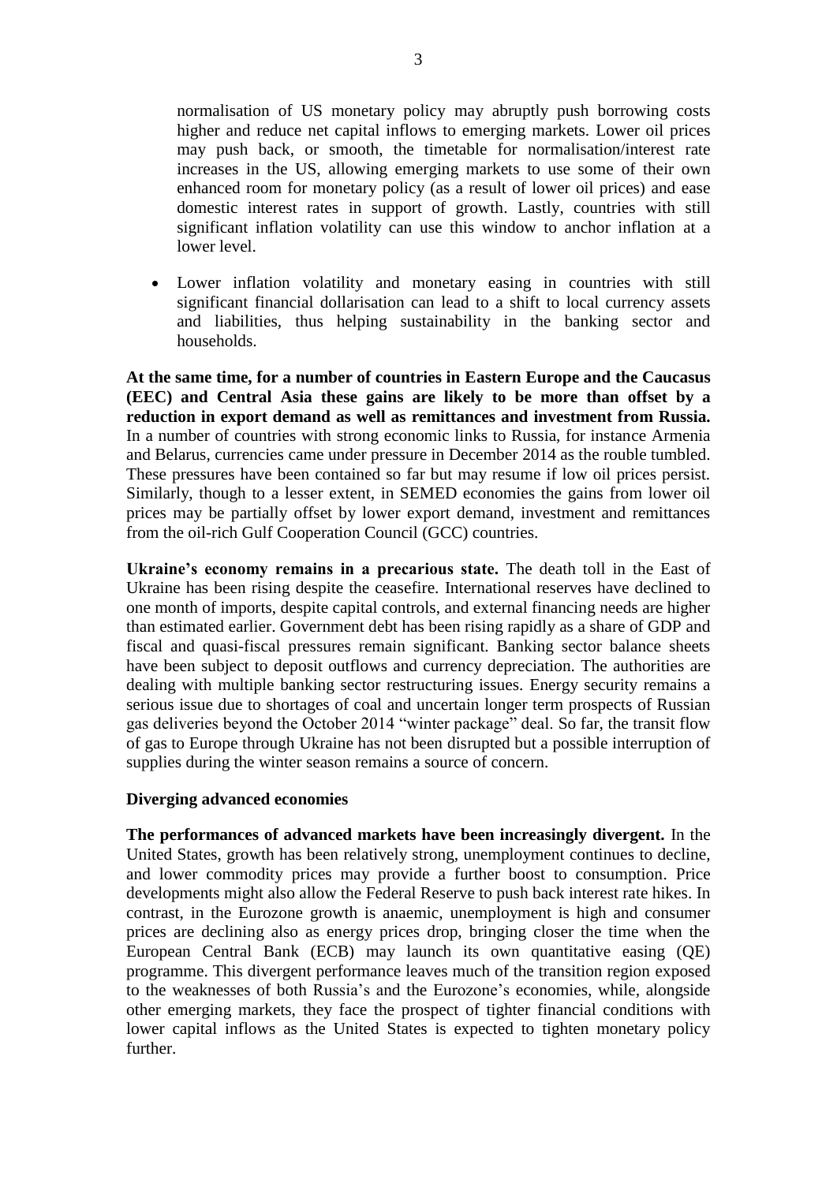normalisation of US monetary policy may abruptly push borrowing costs higher and reduce net capital inflows to emerging markets. Lower oil prices may push back, or smooth, the timetable for normalisation/interest rate increases in the US, allowing emerging markets to use some of their own enhanced room for monetary policy (as a result of lower oil prices) and ease domestic interest rates in support of growth. Lastly, countries with still significant inflation volatility can use this window to anchor inflation at a lower level.

- Lower inflation volatility and monetary easing in countries with still significant financial dollarisation can lead to a shift to local currency assets and liabilities, thus helping sustainability in the banking sector and households.

**At the same time, for a number of countries in Eastern Europe and the Caucasus (EEC) and Central Asia these gains are likely to be more than offset by a reduction in export demand as well as remittances and investment from Russia.** In a number of countries with strong economic links to Russia, for instance Armenia and Belarus, currencies came under pressure in December 2014 as the rouble tumbled. These pressures have been contained so far but may resume if low oil prices persist. Similarly, though to a lesser extent, in SEMED economies the gains from lower oil prices may be partially offset by lower export demand, investment and remittances from the oil-rich Gulf Cooperation Council (GCC) countries.

**Ukraine's economy remains in a precarious state.** The death toll in the East of Ukraine has been rising despite the ceasefire. International reserves have declined to one month of imports, despite capital controls, and external financing needs are higher than estimated earlier. Government debt has been rising rapidly as a share of GDP and fiscal and quasi-fiscal pressures remain significant. Banking sector balance sheets have been subject to deposit outflows and currency depreciation. The authorities are dealing with multiple banking sector restructuring issues. Energy security remains a serious issue due to shortages of coal and uncertain longer term prospects of Russian gas deliveries beyond the October 2014 "winter package" deal. So far, the transit flow of gas to Europe through Ukraine has not been disrupted but a possible interruption of supplies during the winter season remains a source of concern.

### Diverging advanced economies

**The performances of advanced markets have been increasingly divergent.** In the United States, growth has been relatively strong, unemployment continues to decline, and lower commodity prices may provide a further boost to consumption. Price developments might also allow the Federal Reserve to push back interest rate hikes. In contrast, in the Eurozone growth is anaemic, unemployment is high and consumer prices are declining also as energy prices drop, bringing closer the time when the European Central Bank (ECB) may launch its own quantitative easing (QE) programme. This divergent performance leaves much of the transition region exposed to the weaknesses of both Russia's and the Eurozone's economies, while, alongside other emerging markets, they face the prospect of tighter financial conditions with lower capital inflows as the United States is expected to tighten monetary policy further.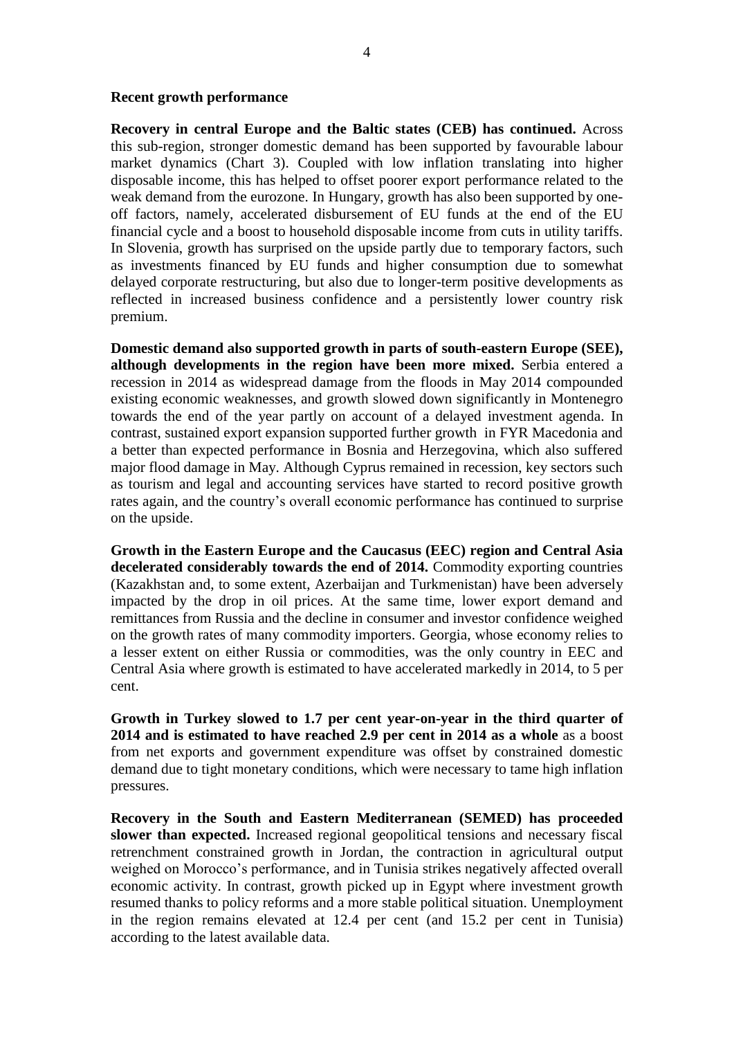### Recent growth performance

**Recovery in central Europe and the Baltic states (CEB) has continued.** Across this sub-region, stronger domestic demand has been supported by favourable labour market dynamics (Chart 3). Coupled with low inflation translating into higher disposable income, this has helped to offset poorer export performance related to the weak demand from the eurozone. In Hungary, growth has also been supported by one-off factors, namely, accelerated disbursement of EU funds at the end of the EU financial cycle and a boost to household disposable income from cuts in utility tariffs. In Slovenia, growth has surprised on the upside partly due to temporary factors, such as investments financed by EU funds and higher consumption due to somewhat delayed corporate restructuring, but also due to longer-term positive developments as reflected in increased business confidence and a persistently lower country risk premium.

**Domestic demand also supported growth in parts of south-eastern Europe (SEE), although developments in the region have been more mixed.** Serbia entered a recession in 2014 as widespread damage from the floods in May 2014 compounded existing economic weaknesses, and growth slowed down significantly in Montenegro towards the end of the year partly on account of a delayed investment agenda. In contrast, sustained export expansion supported further growth in FYR Macedonia and a better than expected performance in Bosnia and Herzegovina, which also suffered major flood damage in May. Although Cyprus remained in recession, key sectors such as tourism and legal and accounting services have started to record positive growth rates again, and the country's overall economic performance has continued to surprise on the upside.

**Growth in the Eastern Europe and the Caucasus (EEC) region and Central Asia decelerated considerably towards the end of 2014.** Commodity exporting countries (Kazakhstan and, to some extent, Azerbaijan and Turkmenistan) have been adversely impacted by the drop in oil prices. At the same time, lower export demand and remittances from Russia and the decline in consumer and investor confidence weighed on the growth rates of many commodity importers. Georgia, whose economy relies to a lesser extent on either Russia or commodities, was the only country in EEC and Central Asia where growth is estimated to have accelerated markedly in 2014, to 5 per cent.

**Growth in Turkey slowed to 1.7 per cent year-on-year in the third quarter of 2014 and is estimated to have reached 2.9 per cent in 2014 as a whole** as a boost from net exports and government expenditure was offset by constrained domestic demand due to tight monetary conditions, which were necessary to tame high inflation pressures.

**Recovery in the South and Eastern Mediterranean (SEMED) has proceeded slower than expected.** Increased regional geopolitical tensions and necessary fiscal retrenchment constrained growth in Jordan, the contraction in agricultural output weighed on Morocco's performance, and in Tunisia strikes negatively affected overall economic activity. In contrast, growth picked up in Egypt where investment growth resumed thanks to policy reforms and a more stable political situation. Unemployment in the region remains elevated at 12.4 per cent (and 15.2 per cent in Tunisia) according to the latest available data.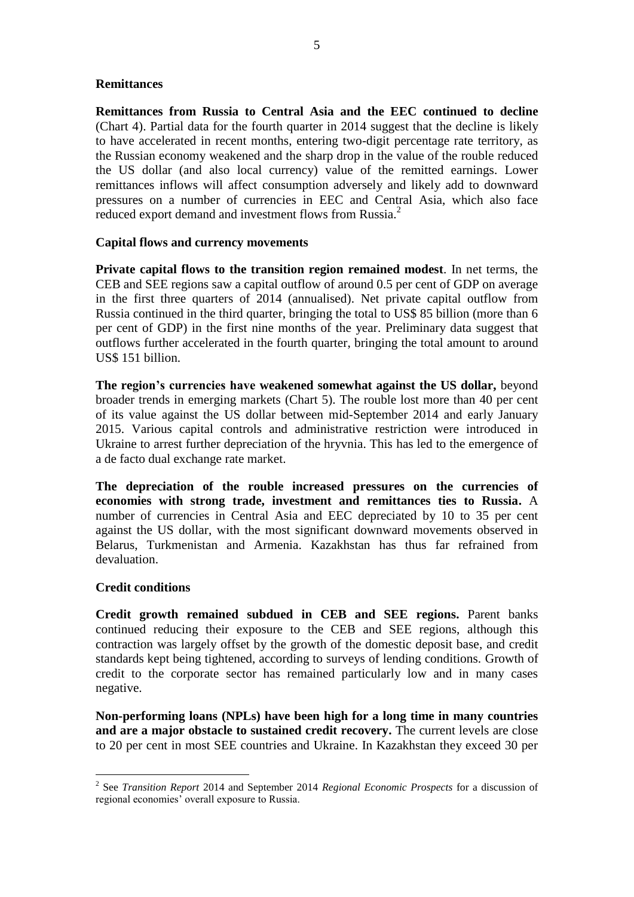### Remittances

**Remittances from Russia to Central Asia and the EEC continued to decline** (Chart 4). Partial data for the fourth quarter in 2014 suggest that the decline is likely to have accelerated in recent months, entering two-digit percentage rate territory, as the Russian economy weakened and the sharp drop in the value of the rouble reduced the US dollar (and also local currency) value of the remitted earnings. Lower remittances inflows will affect consumption adversely and likely add to downward pressures on a number of currencies in EEC and Central Asia, which also face reduced export demand and investment flows from Russia.[2]

### Capital flows and currency movements

**Private capital flows to the transition region remained modest**. In net terms, the CEB and SEE regions saw a capital outflow of around 0.5 per cent of GDP on average in the first three quarters of 2014 (annualised). Net private capital outflow from Russia continued in the third quarter, bringing the total to US$ 85 billion (more than 6 per cent of GDP) in the first nine months of the year. Preliminary data suggest that outflows further accelerated in the fourth quarter, bringing the total amount to around US$ 151 billion.

**The region's currencies have weakened somewhat against the US dollar,** beyond broader trends in emerging markets (Chart 5). The rouble lost more than 40 per cent of its value against the US dollar between mid-September 2014 and early January 2015. Various capital controls and administrative restriction were introduced in Ukraine to arrest further depreciation of the hryvnia. This has led to the emergence of a de facto dual exchange rate market.

**The depreciation of the rouble increased pressures on the currencies of economies with strong trade, investment and remittances ties to Russia.** A number of currencies in Central Asia and EEC depreciated by 10 to 35 per cent against the US dollar, with the most significant downward movements observed in Belarus, Turkmenistan and Armenia. Kazakhstan has thus far refrained from devaluation.

### Credit conditions

**Credit growth remained subdued in CEB and SEE regions.** Parent banks continued reducing their exposure to the CEB and SEE regions, although this contraction was largely offset by the growth of the domestic deposit base, and credit standards kept being tightened, according to surveys of lending conditions. Growth of credit to the corporate sector has remained particularly low and in many cases negative.

**Non-performing loans (NPLs) have been high for a long time in many countries and are a major obstacle to sustained credit recovery.** The current levels are close to 20 per cent in most SEE countries and Ukraine. In Kazakhstan they exceed 30 per

---

[2] See *Transition Report* 2014 and September 2014 *Regional Economic Prospects* for a discussion of regional economies' overall exposure to Russia.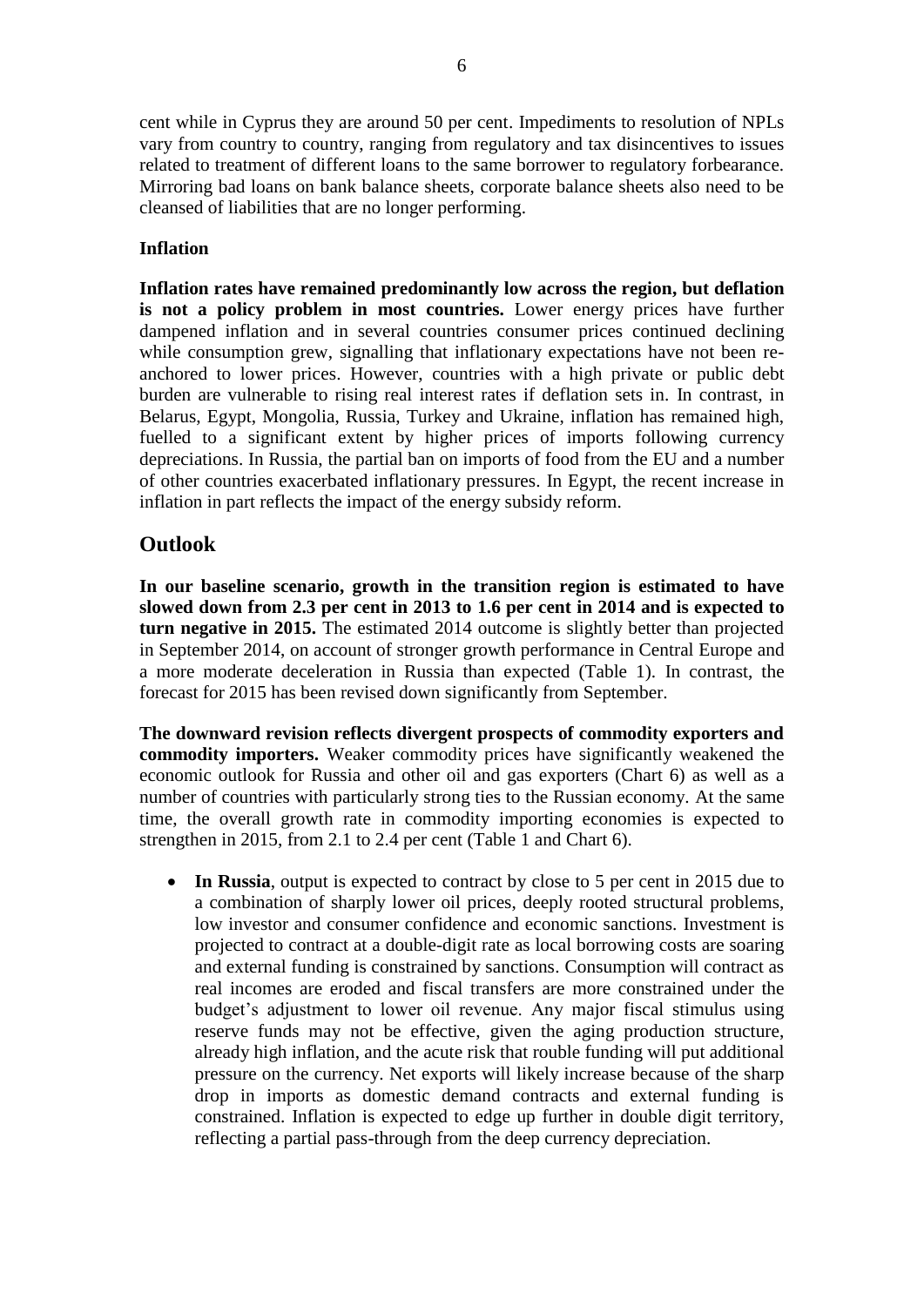cent while in Cyprus they are around 50 per cent. Impediments to resolution of NPLs vary from country to country, ranging from regulatory and tax disincentives to issues related to treatment of different loans to the same borrower to regulatory forbearance. Mirroring bad loans on bank balance sheets, corporate balance sheets also need to be cleansed of liabilities that are no longer performing.

**Inflation**

**Inflation rates have remained predominantly low across the region, but deflation is not a policy problem in most countries.** Lower energy prices have further dampened inflation and in several countries consumer prices continued declining while consumption grew, signalling that inflationary expectations have not been re-anchored to lower prices. However, countries with a high private or public debt burden are vulnerable to rising real interest rates if deflation sets in. In contrast, in Belarus, Egypt, Mongolia, Russia, Turkey and Ukraine, inflation has remained high, fuelled to a significant extent by higher prices of imports following currency depreciations. In Russia, the partial ban on imports of food from the EU and a number of other countries exacerbated inflationary pressures. In Egypt, the recent increase in inflation in part reflects the impact of the energy subsidy reform.

## Outlook

**In our baseline scenario, growth in the transition region is estimated to have slowed down from 2.3 per cent in 2013 to 1.6 per cent in 2014 and is expected to turn negative in 2015.** The estimated 2014 outcome is slightly better than projected in September 2014, on account of stronger growth performance in Central Europe and a more moderate deceleration in Russia than expected (Table 1). In contrast, the forecast for 2015 has been revised down significantly from September.

**The downward revision reflects divergent prospects of commodity exporters and commodity importers.** Weaker commodity prices have significantly weakened the economic outlook for Russia and other oil and gas exporters (Chart 6) as well as a number of countries with particularly strong ties to the Russian economy. At the same time, the overall growth rate in commodity importing economies is expected to strengthen in 2015, from 2.1 to 2.4 per cent (Table 1 and Chart 6).

- **In Russia**, output is expected to contract by close to 5 per cent in 2015 due to a combination of sharply lower oil prices, deeply rooted structural problems, low investor and consumer confidence and economic sanctions. Investment is projected to contract at a double-digit rate as local borrowing costs are soaring and external funding is constrained by sanctions. Consumption will contract as real incomes are eroded and fiscal transfers are more constrained under the budget's adjustment to lower oil revenue. Any major fiscal stimulus using reserve funds may not be effective, given the aging production structure, already high inflation, and the acute risk that rouble funding will put additional pressure on the currency. Net exports will likely increase because of the sharp drop in imports as domestic demand contracts and external funding is constrained. Inflation is expected to edge up further in double digit territory, reflecting a partial pass-through from the deep currency depreciation.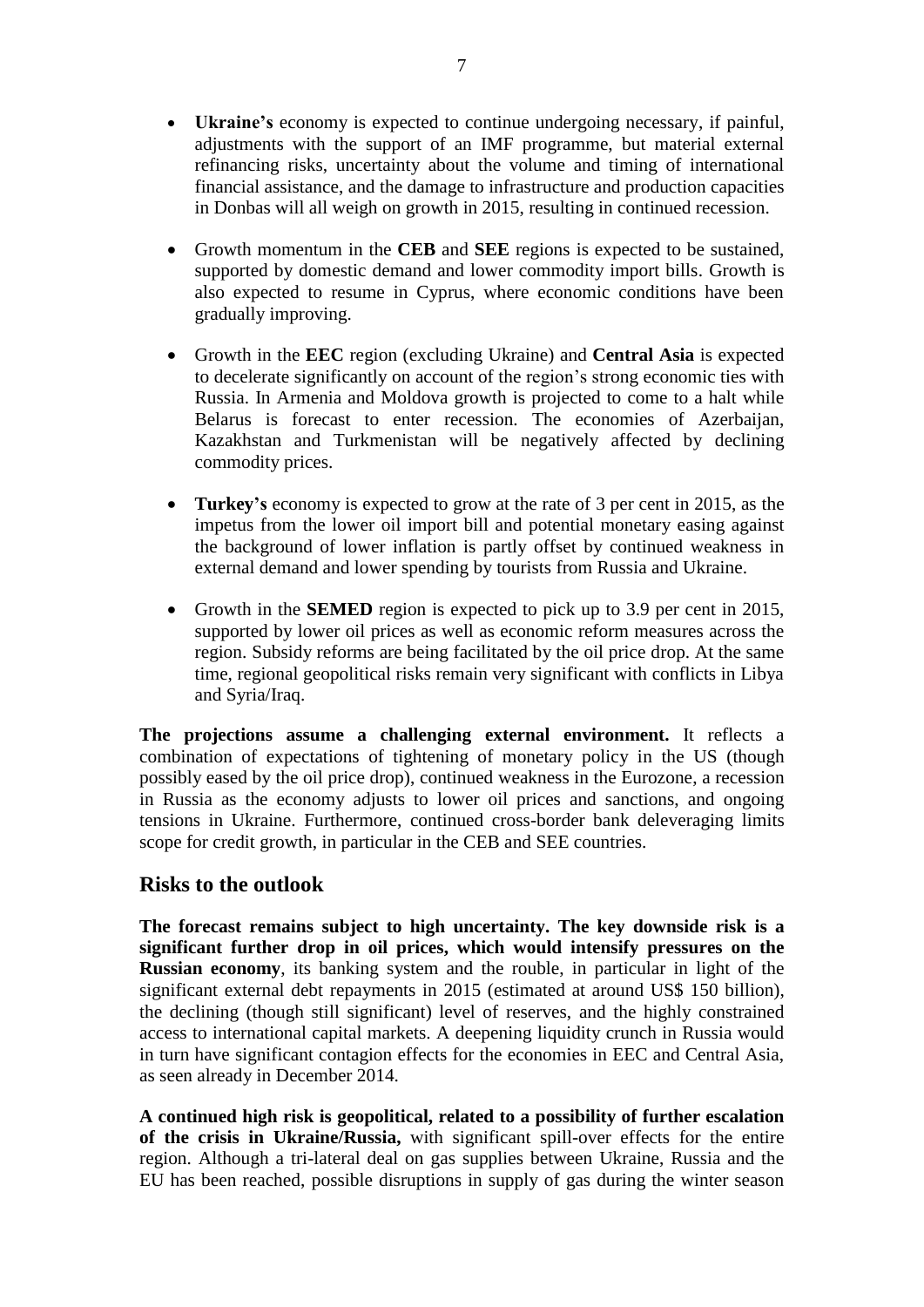- **Ukraine's** economy is expected to continue undergoing necessary, if painful, adjustments with the support of an IMF programme, but material external refinancing risks, uncertainty about the volume and timing of international financial assistance, and the damage to infrastructure and production capacities in Donbas will all weigh on growth in 2015, resulting in continued recession.

- Growth momentum in the **CEB** and **SEE** regions is expected to be sustained, supported by domestic demand and lower commodity import bills. Growth is also expected to resume in Cyprus, where economic conditions have been gradually improving.

- Growth in the **EEC** region (excluding Ukraine) and **Central Asia** is expected to decelerate significantly on account of the region's strong economic ties with Russia. In Armenia and Moldova growth is projected to come to a halt while Belarus is forecast to enter recession. The economies of Azerbaijan, Kazakhstan and Turkmenistan will be negatively affected by declining commodity prices.

- **Turkey's** economy is expected to grow at the rate of 3 per cent in 2015, as the impetus from the lower oil import bill and potential monetary easing against the background of lower inflation is partly offset by continued weakness in external demand and lower spending by tourists from Russia and Ukraine.

- Growth in the **SEMED** region is expected to pick up to 3.9 per cent in 2015, supported by lower oil prices as well as economic reform measures across the region. Subsidy reforms are being facilitated by the oil price drop. At the same time, regional geopolitical risks remain very significant with conflicts in Libya and Syria/Iraq.

**The projections assume a challenging external environment.** It reflects a combination of expectations of tightening of monetary policy in the US (though possibly eased by the oil price drop), continued weakness in the Eurozone, a recession in Russia as the economy adjusts to lower oil prices and sanctions, and ongoing tensions in Ukraine. Furthermore, continued cross-border bank deleveraging limits scope for credit growth, in particular in the CEB and SEE countries.

## Risks to the outlook

**The forecast remains subject to high uncertainty. The key downside risk is a significant further drop in oil prices, which would intensify pressures on the Russian economy**, its banking system and the rouble, in particular in light of the significant external debt repayments in 2015 (estimated at around US$ 150 billion), the declining (though still significant) level of reserves, and the highly constrained access to international capital markets. A deepening liquidity crunch in Russia would in turn have significant contagion effects for the economies in EEC and Central Asia, as seen already in December 2014.

**A continued high risk is geopolitical, related to a possibility of further escalation of the crisis in Ukraine/Russia,** with significant spill-over effects for the entire region. Although a tri-lateral deal on gas supplies between Ukraine, Russia and the EU has been reached, possible disruptions in supply of gas during the winter season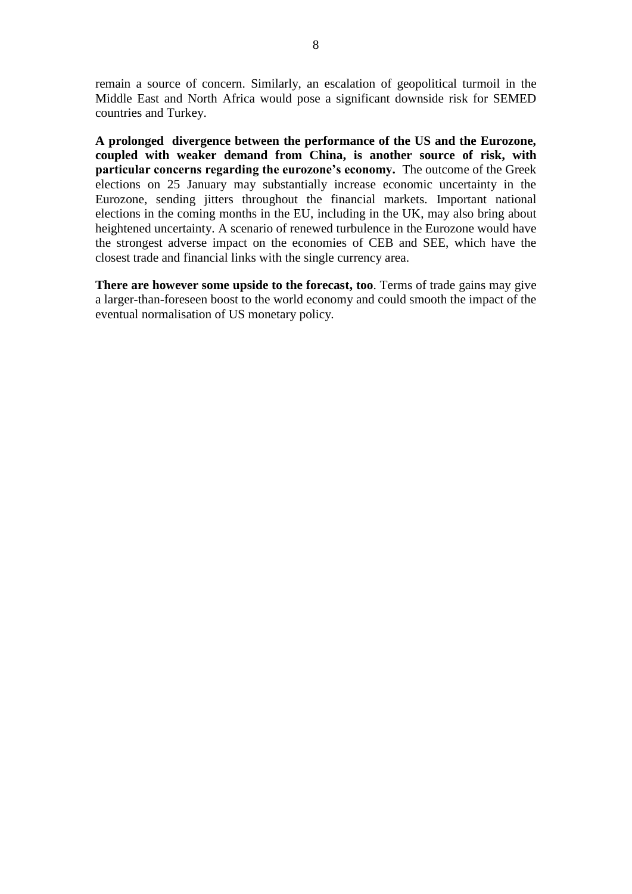remain a source of concern. Similarly, an escalation of geopolitical turmoil in the Middle East and North Africa would pose a significant downside risk for SEMED countries and Turkey.

**A prolonged divergence between the performance of the US and the Eurozone, coupled with weaker demand from China, is another source of risk, with particular concerns regarding the eurozone's economy.** The outcome of the Greek elections on 25 January may substantially increase economic uncertainty in the Eurozone, sending jitters throughout the financial markets. Important national elections in the coming months in the EU, including in the UK, may also bring about heightened uncertainty. A scenario of renewed turbulence in the Eurozone would have the strongest adverse impact on the economies of CEB and SEE, which have the closest trade and financial links with the single currency area.

**There are however some upside to the forecast, too**. Terms of trade gains may give a larger-than-foreseen boost to the world economy and could smooth the impact of the eventual normalisation of US monetary policy.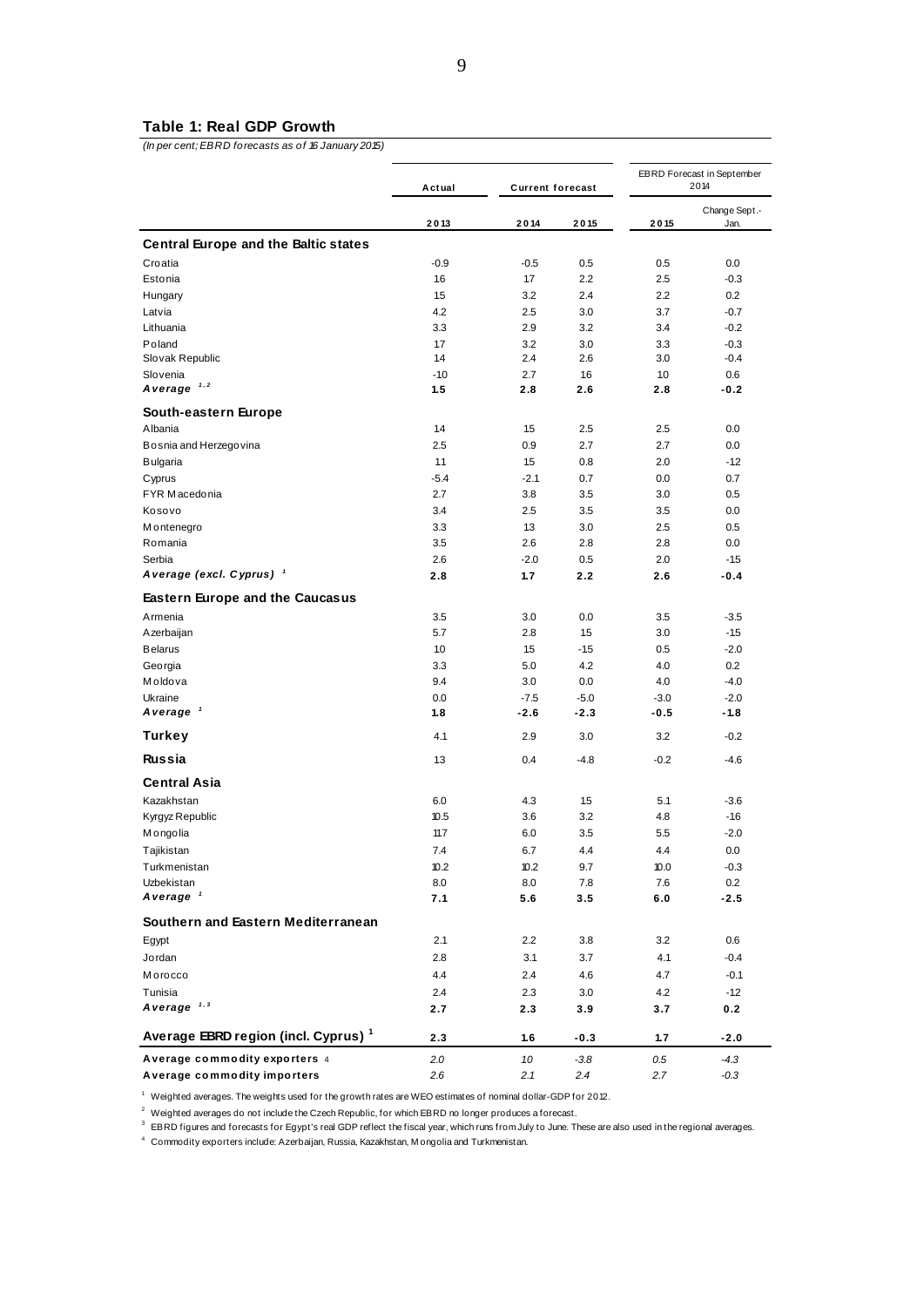**Table 1: Real GDP Growth**

*(In per cent; EBRD forecasts as of 16 January 2015)*

| | Actual | Current forecast | | EBRD Forecast in September 2014 | |
|---|---|---|---|---|---|
| | **2013** | **2014** | **2015** | **2015** | Change Sept.-Jan. |
| **Central Europe and the Baltic states** | | | | | |
| Croatia | -0.9 | -0.5 | 0.5 | 0.5 | 0.0 |
| Estonia | 16 | 17 | 2.2 | 2.5 | -0.3 |
| Hungary | 15 | 3.2 | 2.4 | 2.2 | 0.2 |
| Latvia | 4.2 | 2.5 | 3.0 | 3.7 | -0.7 |
| Lithuania | 3.3 | 2.9 | 3.2 | 3.4 | -0.2 |
| Poland | 17 | 3.2 | 3.0 | 3.3 | -0.3 |
| Slovak Republic | 14 | 2.4 | 2.6 | 3.0 | -0.4 |
| Slovenia | -10 | 2.7 | 16 | 10 | 0.6 |
| ***Average*** [1, 2] | **1.5** | **2.8** | **2.6** | **2.8** | **-0.2** |
| **South-eastern Europe** | | | | | |
| Albania | 14 | 15 | 2.5 | 2.5 | 0.0 |
| Bosnia and Herzegovina | 2.5 | 0.9 | 2.7 | 2.7 | 0.0 |
| Bulgaria | 11 | 15 | 0.8 | 2.0 | -12 |
| Cyprus | -5.4 | -2.1 | 0.7 | 0.0 | 0.7 |
| FYR Macedonia | 2.7 | 3.8 | 3.5 | 3.0 | 0.5 |
| Kosovo | 3.4 | 2.5 | 3.5 | 3.5 | 0.0 |
| Montenegro | 3.3 | 13 | 3.0 | 2.5 | 0.5 |
| Romania | 3.5 | 2.6 | 2.8 | 2.8 | 0.0 |
| Serbia | 2.6 | -2.0 | 0.5 | 2.0 | -15 |
| ***Average (excl. Cyprus)*** [1] | **2.8** | **1.7** | **2.2** | **2.6** | **-0.4** |
| **Eastern Europe and the Caucasus** | | | | | |
| Armenia | 3.5 | 3.0 | 0.0 | 3.5 | -3.5 |
| Azerbaijan | 5.7 | 2.8 | 15 | 3.0 | -15 |
| Belarus | 10 | 15 | -15 | 0.5 | -2.0 |
| Georgia | 3.3 | 5.0 | 4.2 | 4.0 | 0.2 |
| Moldova | 9.4 | 3.0 | 0.0 | 4.0 | -4.0 |
| Ukraine | 0.0 | -7.5 | -5.0 | -3.0 | -2.0 |
| ***Average*** [1] | **1.8** | **-2.6** | **-2.3** | **-0.5** | **-1.8** |
| **Turkey** | 4.1 | 2.9 | 3.0 | 3.2 | -0.2 |
| **Russia** | 13 | 0.4 | -4.8 | -0.2 | -4.6 |
| **Central Asia** | | | | | |
| Kazakhstan | 6.0 | 4.3 | 15 | 5.1 | -3.6 |
| Kyrgyz Republic | 10.5 | 3.6 | 3.2 | 4.8 | -16 |
| Mongolia | 11.7 | 6.0 | 3.5 | 5.5 | -2.0 |
| Tajikistan | 7.4 | 6.7 | 4.4 | 4.4 | 0.0 |
| Turkmenistan | 10.2 | 10.2 | 9.7 | 10.0 | -0.3 |
| Uzbekistan | 8.0 | 8.0 | 7.8 | 7.6 | 0.2 |
| ***Average*** [1] | **7.1** | **5.6** | **3.5** | **6.0** | **-2.5** |
| **Southern and Eastern Mediterranean** | | | | | |
| Egypt | 2.1 | 2.2 | 3.8 | 3.2 | 0.6 |
| Jordan | 2.8 | 3.1 | 3.7 | 4.1 | -0.4 |
| Morocco | 4.4 | 2.4 | 4.6 | 4.7 | -0.1 |
| Tunisia | 2.4 | 2.3 | 3.0 | 4.2 | -12 |
| ***Average*** [1, 3] | **2.7** | **2.3** | **3.9** | **3.7** | **0.2** |
| **Average EBRD region (incl. Cyprus)** [1] | **2.3** | **1.6** | **-0.3** | **1.7** | **-2.0** |
| **Average commodity exporters** [4] | *2.0* | *10* | *-3.8* | *0.5* | *-4.3* |
| **Average commodity importers** | *2.6* | *2.1* | *2.4* | *2.7* | *-0.3* |

[1] Weighted averages. The weights used for the growth rates are WEO estimates of nominal dollar-GDP for 2012.

[2] Weighted averages do not include the Czech Republic, for which EBRD no longer produces a forecast.

[3] EBRD figures and forecasts for Egypt's real GDP reflect the fiscal year, which runs from July to June. These are also used in the regional averages.

[4] Commodity exporters include: Azerbaijan, Russia, Kazakhstan, Mongolia and Turkmenistan.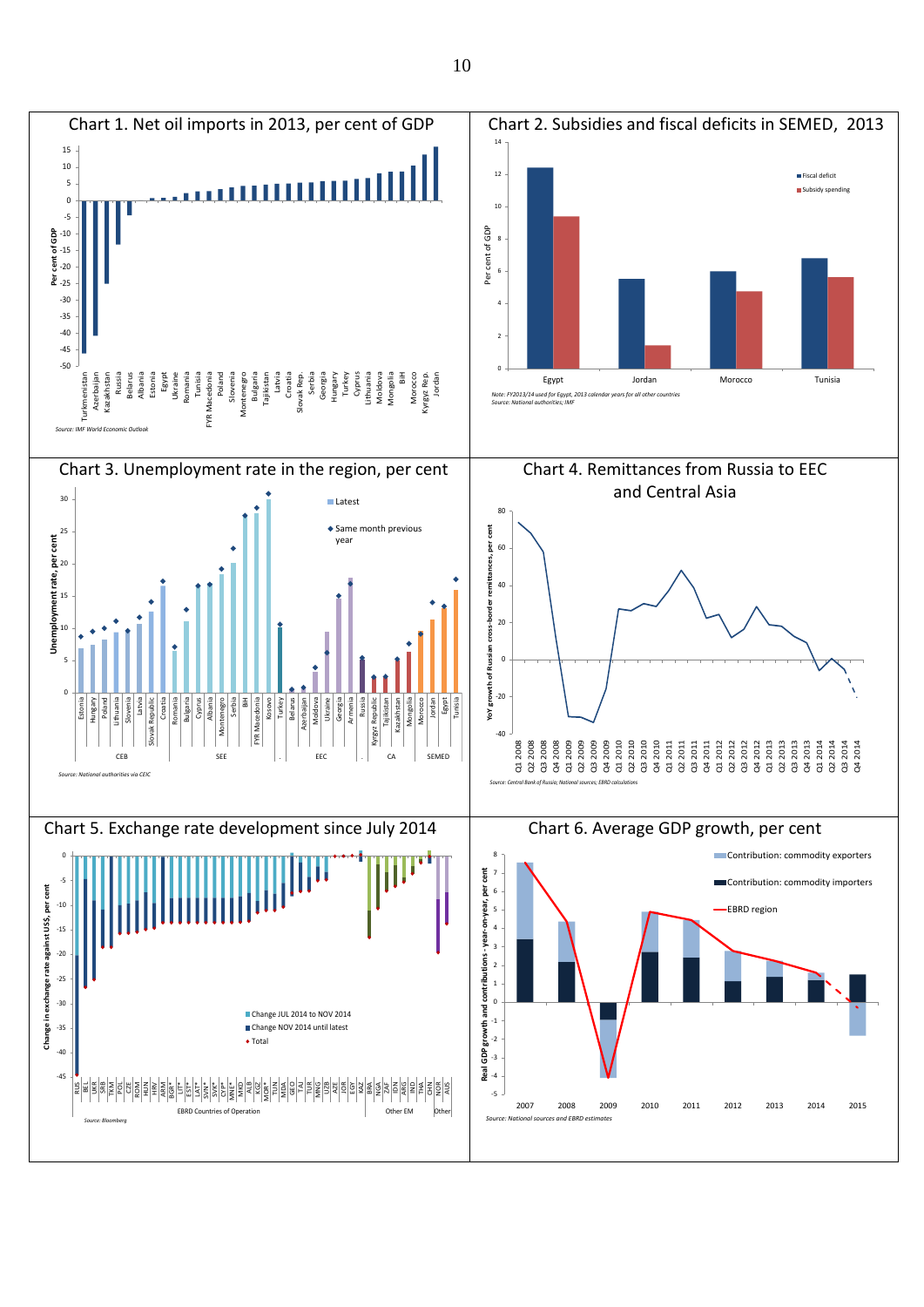## Chart 1. Net oil imports in 2013, per cent of GDP

Source: IMF World Economic Outlook

## Chart 2. Subsidies and fiscal deficits in SEMED, 2013

Note: FY2013/14 used for Egypt, 2013 calendar years for all other countries
Source: National authorities; IMF

## Chart 3. Unemployment rate in the region, per cent

Source: National authorities via CEIC

## Chart 4. Remittances from Russia to EEC and Central Asia

Source: Central Bank of Russia; National sources, EBRD calculations

## Chart 5. Exchange rate development since July 2014

Source: Bloomberg

## Chart 6. Average GDP growth, per cent

Source: National sources and EBRD estimates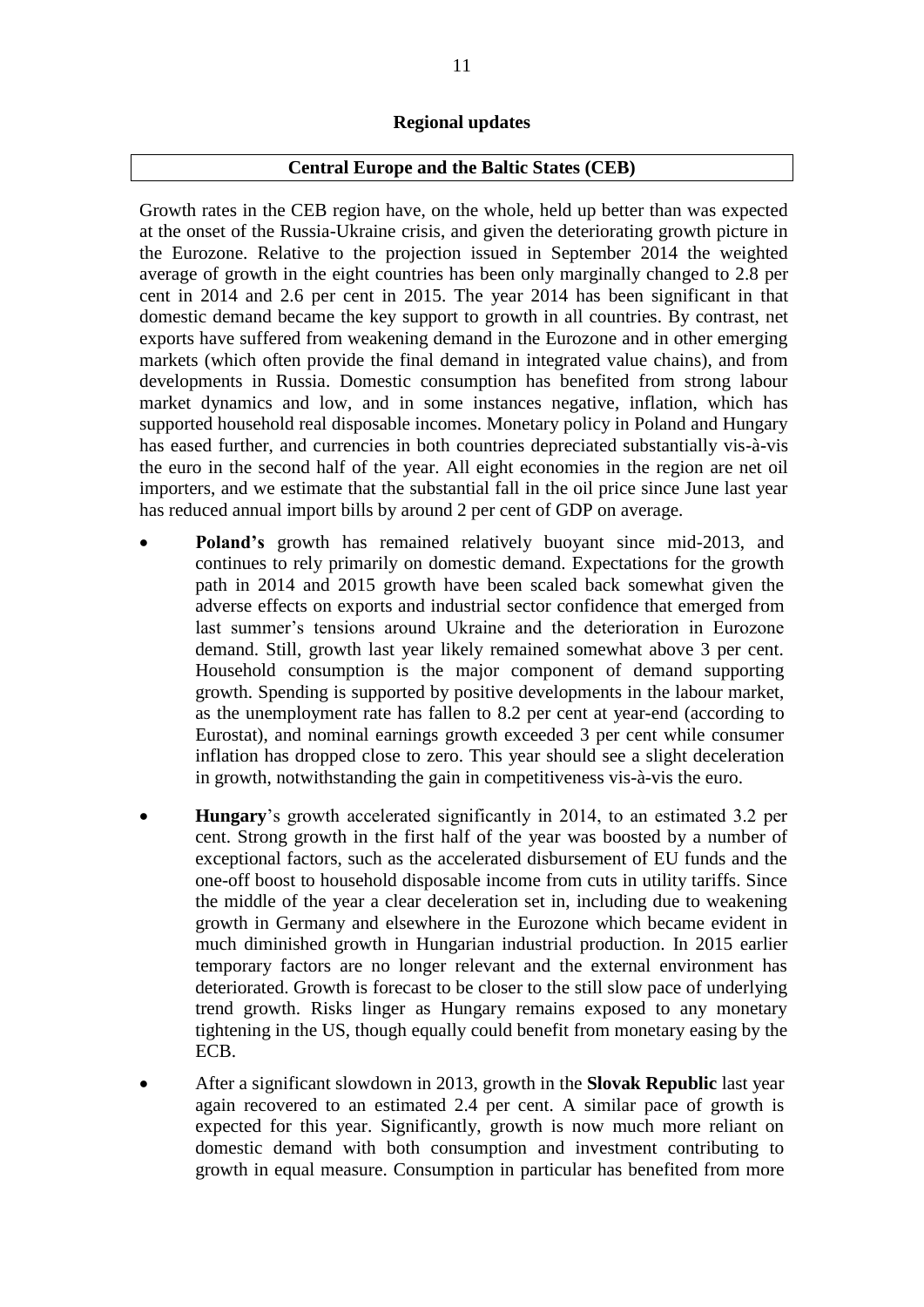## Regional updates

### Central Europe and the Baltic States (CEB)

Growth rates in the CEB region have, on the whole, held up better than was expected at the onset of the Russia-Ukraine crisis, and given the deteriorating growth picture in the Eurozone. Relative to the projection issued in September 2014 the weighted average of growth in the eight countries has been only marginally changed to 2.8 per cent in 2014 and 2.6 per cent in 2015. The year 2014 has been significant in that domestic demand became the key support to growth in all countries. By contrast, net exports have suffered from weakening demand in the Eurozone and in other emerging markets (which often provide the final demand in integrated value chains), and from developments in Russia. Domestic consumption has benefited from strong labour market dynamics and low, and in some instances negative, inflation, which has supported household real disposable incomes. Monetary policy in Poland and Hungary has eased further, and currencies in both countries depreciated substantially vis-à-vis the euro in the second half of the year. All eight economies in the region are net oil importers, and we estimate that the substantial fall in the oil price since June last year has reduced annual import bills by around 2 per cent of GDP on average.

- **Poland's** growth has remained relatively buoyant since mid-2013, and continues to rely primarily on domestic demand. Expectations for the growth path in 2014 and 2015 growth have been scaled back somewhat given the adverse effects on exports and industrial sector confidence that emerged from last summer's tensions around Ukraine and the deterioration in Eurozone demand. Still, growth last year likely remained somewhat above 3 per cent. Household consumption is the major component of demand supporting growth. Spending is supported by positive developments in the labour market, as the unemployment rate has fallen to 8.2 per cent at year-end (according to Eurostat), and nominal earnings growth exceeded 3 per cent while consumer inflation has dropped close to zero. This year should see a slight deceleration in growth, notwithstanding the gain in competitiveness vis-à-vis the euro.

- **Hungary**'s growth accelerated significantly in 2014, to an estimated 3.2 per cent. Strong growth in the first half of the year was boosted by a number of exceptional factors, such as the accelerated disbursement of EU funds and the one-off boost to household disposable income from cuts in utility tariffs. Since the middle of the year a clear deceleration set in, including due to weakening growth in Germany and elsewhere in the Eurozone which became evident in much diminished growth in Hungarian industrial production. In 2015 earlier temporary factors are no longer relevant and the external environment has deteriorated. Growth is forecast to be closer to the still slow pace of underlying trend growth. Risks linger as Hungary remains exposed to any monetary tightening in the US, though equally could benefit from monetary easing by the ECB.

- After a significant slowdown in 2013, growth in the **Slovak Republic** last year again recovered to an estimated 2.4 per cent. A similar pace of growth is expected for this year. Significantly, growth is now much more reliant on domestic demand with both consumption and investment contributing to growth in equal measure. Consumption in particular has benefited from more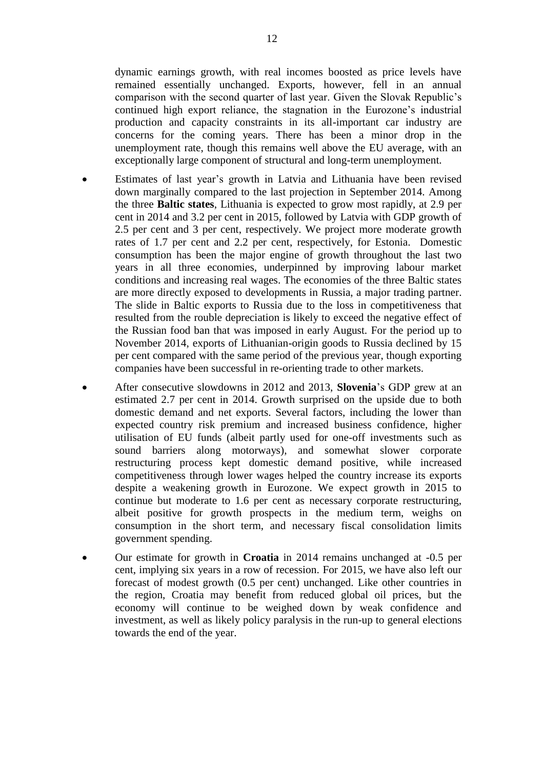dynamic earnings growth, with real incomes boosted as price levels have remained essentially unchanged. Exports, however, fell in an annual comparison with the second quarter of last year. Given the Slovak Republic's continued high export reliance, the stagnation in the Eurozone's industrial production and capacity constraints in its all-important car industry are concerns for the coming years. There has been a minor drop in the unemployment rate, though this remains well above the EU average, with an exceptionally large component of structural and long-term unemployment.

- Estimates of last year's growth in Latvia and Lithuania have been revised down marginally compared to the last projection in September 2014. Among the three **Baltic states**, Lithuania is expected to grow most rapidly, at 2.9 per cent in 2014 and 3.2 per cent in 2015, followed by Latvia with GDP growth of 2.5 per cent and 3 per cent, respectively. We project more moderate growth rates of 1.7 per cent and 2.2 per cent, respectively, for Estonia. Domestic consumption has been the major engine of growth throughout the last two years in all three economies, underpinned by improving labour market conditions and increasing real wages. The economies of the three Baltic states are more directly exposed to developments in Russia, a major trading partner. The slide in Baltic exports to Russia due to the loss in competitiveness that resulted from the rouble depreciation is likely to exceed the negative effect of the Russian food ban that was imposed in early August. For the period up to November 2014, exports of Lithuanian-origin goods to Russia declined by 15 per cent compared with the same period of the previous year, though exporting companies have been successful in re-orienting trade to other markets.

- After consecutive slowdowns in 2012 and 2013, **Slovenia**'s GDP grew at an estimated 2.7 per cent in 2014. Growth surprised on the upside due to both domestic demand and net exports. Several factors, including the lower than expected country risk premium and increased business confidence, higher utilisation of EU funds (albeit partly used for one-off investments such as sound barriers along motorways), and somewhat slower corporate restructuring process kept domestic demand positive, while increased competitiveness through lower wages helped the country increase its exports despite a weakening growth in Eurozone. We expect growth in 2015 to continue but moderate to 1.6 per cent as necessary corporate restructuring, albeit positive for growth prospects in the medium term, weighs on consumption in the short term, and necessary fiscal consolidation limits government spending.

- Our estimate for growth in **Croatia** in 2014 remains unchanged at -0.5 per cent, implying six years in a row of recession. For 2015, we have also left our forecast of modest growth (0.5 per cent) unchanged. Like other countries in the region, Croatia may benefit from reduced global oil prices, but the economy will continue to be weighed down by weak confidence and investment, as well as likely policy paralysis in the run-up to general elections towards the end of the year.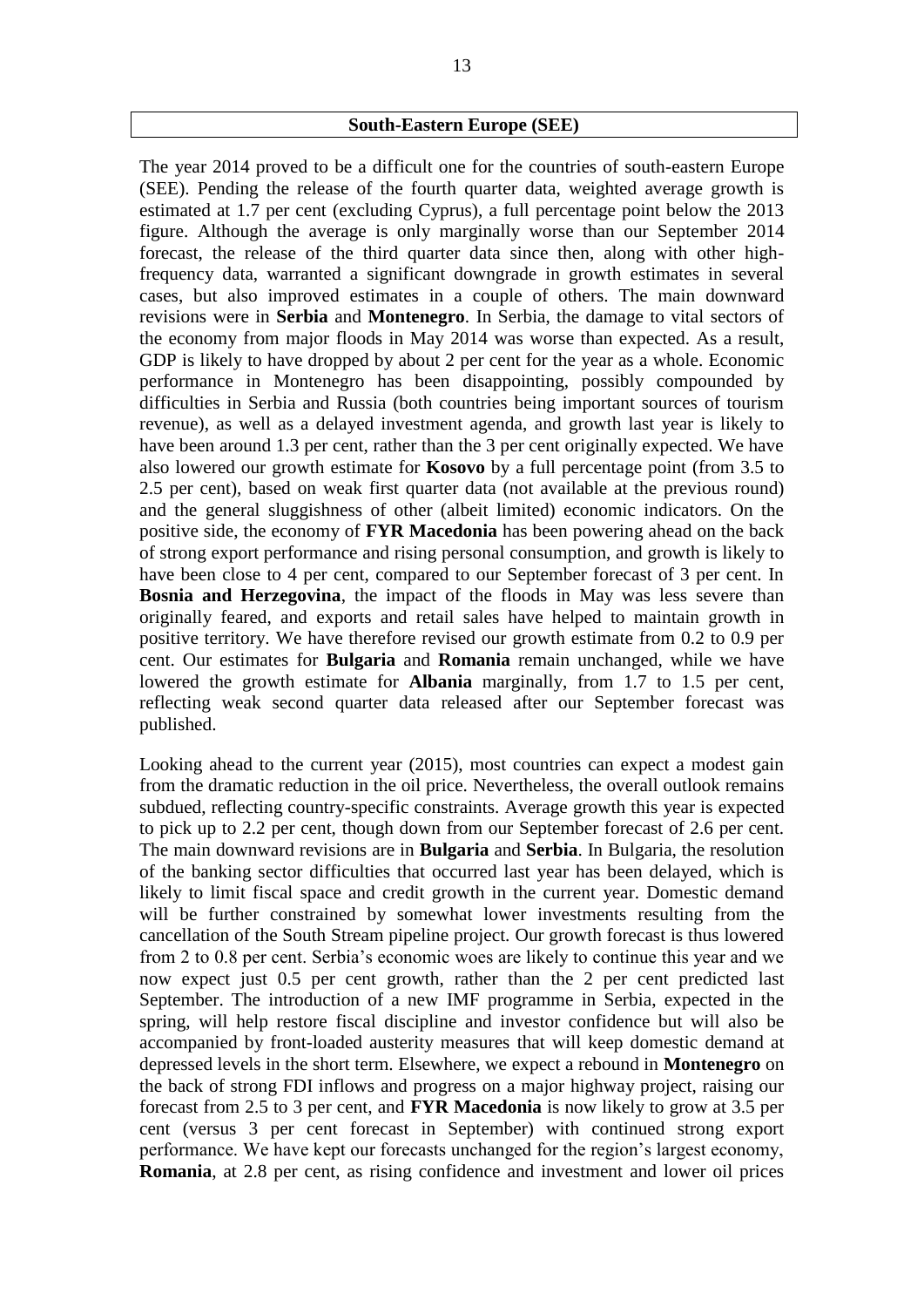## South-Eastern Europe (SEE)

The year 2014 proved to be a difficult one for the countries of south-eastern Europe (SEE). Pending the release of the fourth quarter data, weighted average growth is estimated at 1.7 per cent (excluding Cyprus), a full percentage point below the 2013 figure. Although the average is only marginally worse than our September 2014 forecast, the release of the third quarter data since then, along with other high-frequency data, warranted a significant downgrade in growth estimates in several cases, but also improved estimates in a couple of others. The main downward revisions were in **Serbia** and **Montenegro**. In Serbia, the damage to vital sectors of the economy from major floods in May 2014 was worse than expected. As a result, GDP is likely to have dropped by about 2 per cent for the year as a whole. Economic performance in Montenegro has been disappointing, possibly compounded by difficulties in Serbia and Russia (both countries being important sources of tourism revenue), as well as a delayed investment agenda, and growth last year is likely to have been around 1.3 per cent, rather than the 3 per cent originally expected. We have also lowered our growth estimate for **Kosovo** by a full percentage point (from 3.5 to 2.5 per cent), based on weak first quarter data (not available at the previous round) and the general sluggishness of other (albeit limited) economic indicators. On the positive side, the economy of **FYR Macedonia** has been powering ahead on the back of strong export performance and rising personal consumption, and growth is likely to have been close to 4 per cent, compared to our September forecast of 3 per cent. In **Bosnia and Herzegovina**, the impact of the floods in May was less severe than originally feared, and exports and retail sales have helped to maintain growth in positive territory. We have therefore revised our growth estimate from 0.2 to 0.9 per cent. Our estimates for **Bulgaria** and **Romania** remain unchanged, while we have lowered the growth estimate for **Albania** marginally, from 1.7 to 1.5 per cent, reflecting weak second quarter data released after our September forecast was published.

Looking ahead to the current year (2015), most countries can expect a modest gain from the dramatic reduction in the oil price. Nevertheless, the overall outlook remains subdued, reflecting country-specific constraints. Average growth this year is expected to pick up to 2.2 per cent, though down from our September forecast of 2.6 per cent. The main downward revisions are in **Bulgaria** and **Serbia**. In Bulgaria, the resolution of the banking sector difficulties that occurred last year has been delayed, which is likely to limit fiscal space and credit growth in the current year. Domestic demand will be further constrained by somewhat lower investments resulting from the cancellation of the South Stream pipeline project. Our growth forecast is thus lowered from 2 to 0.8 per cent. Serbia's economic woes are likely to continue this year and we now expect just 0.5 per cent growth, rather than the 2 per cent predicted last September. The introduction of a new IMF programme in Serbia, expected in the spring, will help restore fiscal discipline and investor confidence but will also be accompanied by front-loaded austerity measures that will keep domestic demand at depressed levels in the short term. Elsewhere, we expect a rebound in **Montenegro** on the back of strong FDI inflows and progress on a major highway project, raising our forecast from 2.5 to 3 per cent, and **FYR Macedonia** is now likely to grow at 3.5 per cent (versus 3 per cent forecast in September) with continued strong export performance. We have kept our forecasts unchanged for the region's largest economy, **Romania**, at 2.8 per cent, as rising confidence and investment and lower oil prices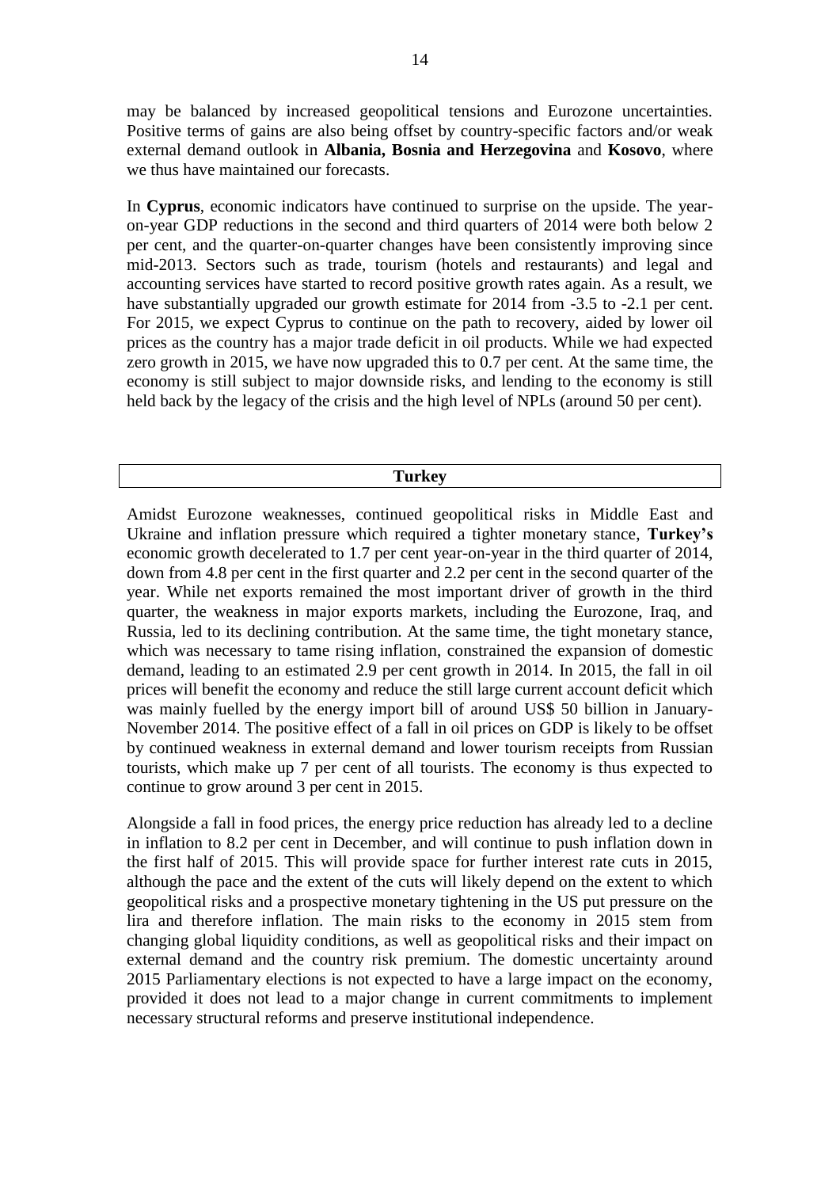may be balanced by increased geopolitical tensions and Eurozone uncertainties. Positive terms of gains are also being offset by country-specific factors and/or weak external demand outlook in **Albania, Bosnia and Herzegovina** and **Kosovo**, where we thus have maintained our forecasts.

In **Cyprus**, economic indicators have continued to surprise on the upside. The year-on-year GDP reductions in the second and third quarters of 2014 were both below 2 per cent, and the quarter-on-quarter changes have been consistently improving since mid-2013. Sectors such as trade, tourism (hotels and restaurants) and legal and accounting services have started to record positive growth rates again. As a result, we have substantially upgraded our growth estimate for 2014 from -3.5 to -2.1 per cent. For 2015, we expect Cyprus to continue on the path to recovery, aided by lower oil prices as the country has a major trade deficit in oil products. While we had expected zero growth in 2015, we have now upgraded this to 0.7 per cent. At the same time, the economy is still subject to major downside risks, and lending to the economy is still held back by the legacy of the crisis and the high level of NPLs (around 50 per cent).

## Turkey

Amidst Eurozone weaknesses, continued geopolitical risks in Middle East and Ukraine and inflation pressure which required a tighter monetary stance, **Turkey's** economic growth decelerated to 1.7 per cent year-on-year in the third quarter of 2014, down from 4.8 per cent in the first quarter and 2.2 per cent in the second quarter of the year. While net exports remained the most important driver of growth in the third quarter, the weakness in major exports markets, including the Eurozone, Iraq, and Russia, led to its declining contribution. At the same time, the tight monetary stance, which was necessary to tame rising inflation, constrained the expansion of domestic demand, leading to an estimated 2.9 per cent growth in 2014. In 2015, the fall in oil prices will benefit the economy and reduce the still large current account deficit which was mainly fuelled by the energy import bill of around US$ 50 billion in January-November 2014. The positive effect of a fall in oil prices on GDP is likely to be offset by continued weakness in external demand and lower tourism receipts from Russian tourists, which make up 7 per cent of all tourists. The economy is thus expected to continue to grow around 3 per cent in 2015.

Alongside a fall in food prices, the energy price reduction has already led to a decline in inflation to 8.2 per cent in December, and will continue to push inflation down in the first half of 2015. This will provide space for further interest rate cuts in 2015, although the pace and the extent of the cuts will likely depend on the extent to which geopolitical risks and a prospective monetary tightening in the US put pressure on the lira and therefore inflation. The main risks to the economy in 2015 stem from changing global liquidity conditions, as well as geopolitical risks and their impact on external demand and the country risk premium. The domestic uncertainty around 2015 Parliamentary elections is not expected to have a large impact on the economy, provided it does not lead to a major change in current commitments to implement necessary structural reforms and preserve institutional independence.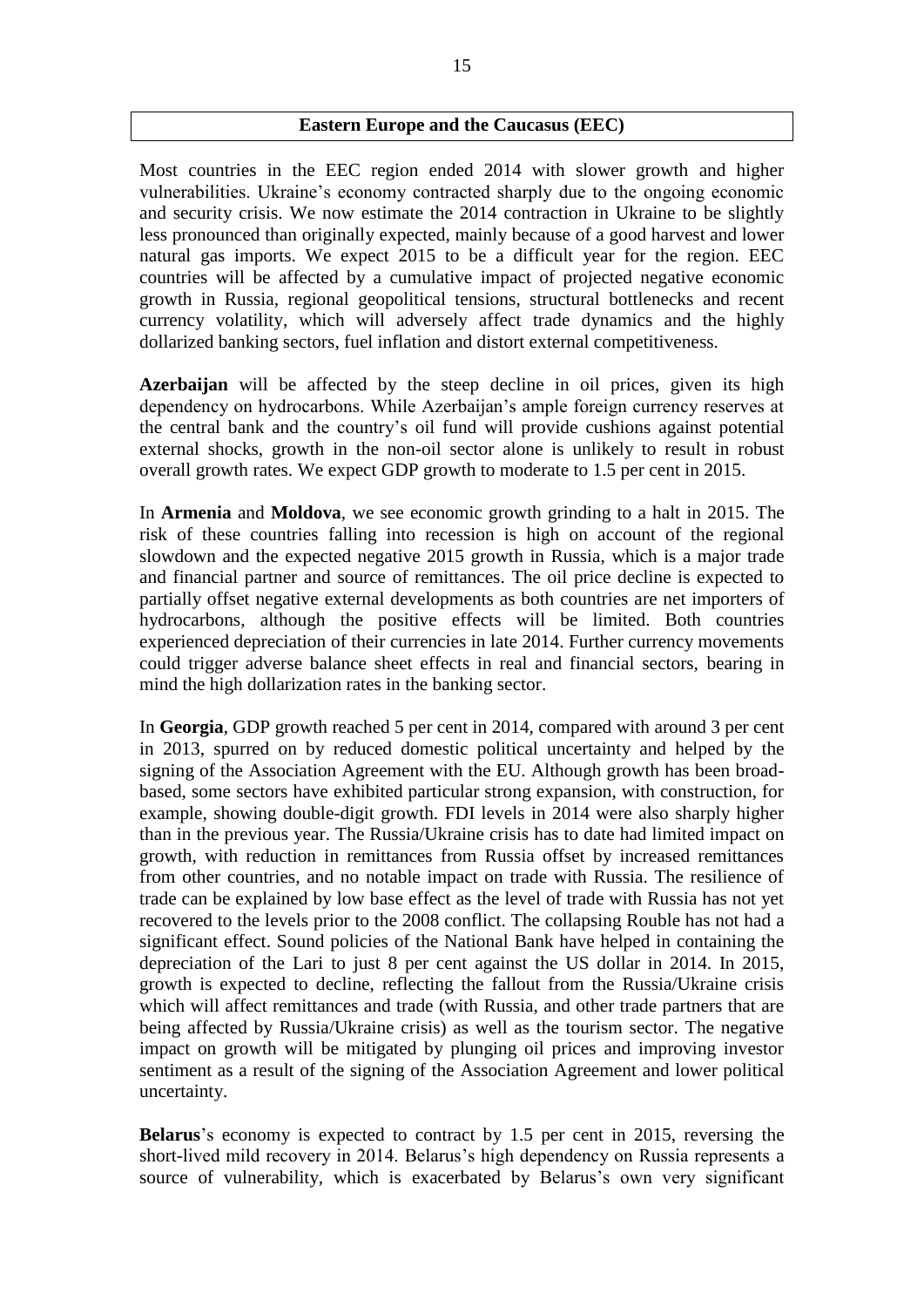## Eastern Europe and the Caucasus (EEC)

Most countries in the EEC region ended 2014 with slower growth and higher vulnerabilities. Ukraine's economy contracted sharply due to the ongoing economic and security crisis. We now estimate the 2014 contraction in Ukraine to be slightly less pronounced than originally expected, mainly because of a good harvest and lower natural gas imports. We expect 2015 to be a difficult year for the region. EEC countries will be affected by a cumulative impact of projected negative economic growth in Russia, regional geopolitical tensions, structural bottlenecks and recent currency volatility, which will adversely affect trade dynamics and the highly dollarized banking sectors, fuel inflation and distort external competitiveness.

**Azerbaijan** will be affected by the steep decline in oil prices, given its high dependency on hydrocarbons. While Azerbaijan's ample foreign currency reserves at the central bank and the country's oil fund will provide cushions against potential external shocks, growth in the non-oil sector alone is unlikely to result in robust overall growth rates. We expect GDP growth to moderate to 1.5 per cent in 2015.

In **Armenia** and **Moldova**, we see economic growth grinding to a halt in 2015. The risk of these countries falling into recession is high on account of the regional slowdown and the expected negative 2015 growth in Russia, which is a major trade and financial partner and source of remittances. The oil price decline is expected to partially offset negative external developments as both countries are net importers of hydrocarbons, although the positive effects will be limited. Both countries experienced depreciation of their currencies in late 2014. Further currency movements could trigger adverse balance sheet effects in real and financial sectors, bearing in mind the high dollarization rates in the banking sector.

In **Georgia**, GDP growth reached 5 per cent in 2014, compared with around 3 per cent in 2013, spurred on by reduced domestic political uncertainty and helped by the signing of the Association Agreement with the EU. Although growth has been broad-based, some sectors have exhibited particular strong expansion, with construction, for example, showing double-digit growth. FDI levels in 2014 were also sharply higher than in the previous year. The Russia/Ukraine crisis has to date had limited impact on growth, with reduction in remittances from Russia offset by increased remittances from other countries, and no notable impact on trade with Russia. The resilience of trade can be explained by low base effect as the level of trade with Russia has not yet recovered to the levels prior to the 2008 conflict. The collapsing Rouble has not had a significant effect. Sound policies of the National Bank have helped in containing the depreciation of the Lari to just 8 per cent against the US dollar in 2014. In 2015, growth is expected to decline, reflecting the fallout from the Russia/Ukraine crisis which will affect remittances and trade (with Russia, and other trade partners that are being affected by Russia/Ukraine crisis) as well as the tourism sector. The negative impact on growth will be mitigated by plunging oil prices and improving investor sentiment as a result of the signing of the Association Agreement and lower political uncertainty.

**Belarus**'s economy is expected to contract by 1.5 per cent in 2015, reversing the short-lived mild recovery in 2014. Belarus's high dependency on Russia represents a source of vulnerability, which is exacerbated by Belarus's own very significant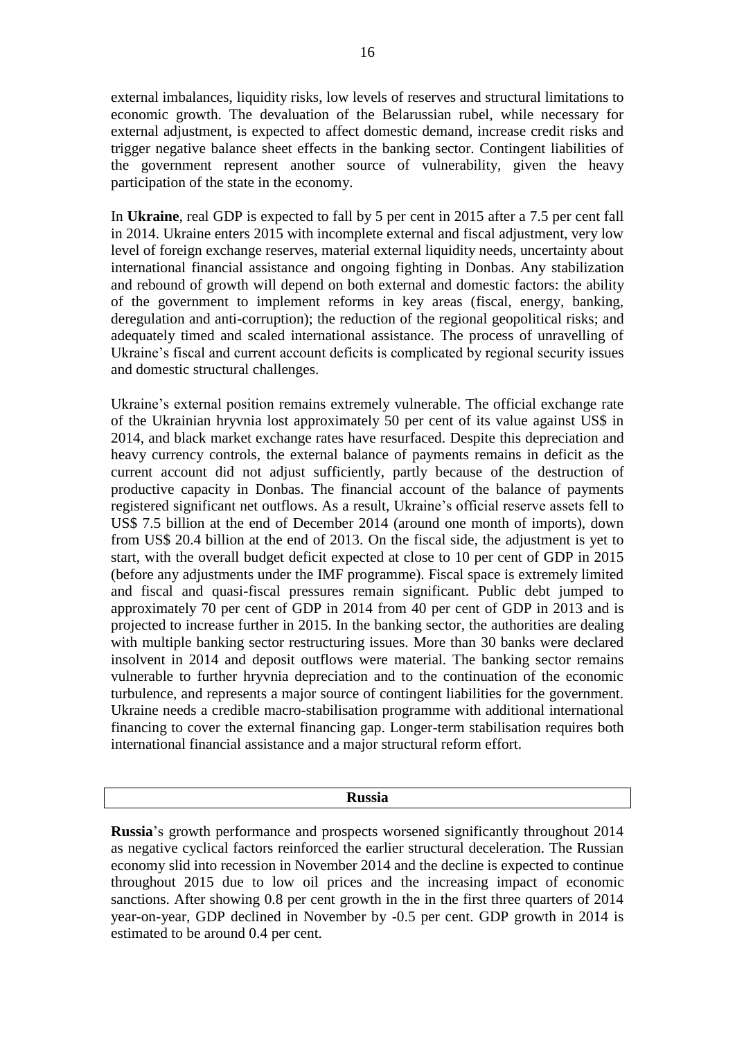external imbalances, liquidity risks, low levels of reserves and structural limitations to economic growth. The devaluation of the Belarussian rubel, while necessary for external adjustment, is expected to affect domestic demand, increase credit risks and trigger negative balance sheet effects in the banking sector. Contingent liabilities of the government represent another source of vulnerability, given the heavy participation of the state in the economy.

In **Ukraine**, real GDP is expected to fall by 5 per cent in 2015 after a 7.5 per cent fall in 2014. Ukraine enters 2015 with incomplete external and fiscal adjustment, very low level of foreign exchange reserves, material external liquidity needs, uncertainty about international financial assistance and ongoing fighting in Donbas. Any stabilization and rebound of growth will depend on both external and domestic factors: the ability of the government to implement reforms in key areas (fiscal, energy, banking, deregulation and anti-corruption); the reduction of the regional geopolitical risks; and adequately timed and scaled international assistance. The process of unravelling of Ukraine's fiscal and current account deficits is complicated by regional security issues and domestic structural challenges.

Ukraine's external position remains extremely vulnerable. The official exchange rate of the Ukrainian hryvnia lost approximately 50 per cent of its value against US$ in 2014, and black market exchange rates have resurfaced. Despite this depreciation and heavy currency controls, the external balance of payments remains in deficit as the current account did not adjust sufficiently, partly because of the destruction of productive capacity in Donbas. The financial account of the balance of payments registered significant net outflows. As a result, Ukraine's official reserve assets fell to US$ 7.5 billion at the end of December 2014 (around one month of imports), down from US$ 20.4 billion at the end of 2013. On the fiscal side, the adjustment is yet to start, with the overall budget deficit expected at close to 10 per cent of GDP in 2015 (before any adjustments under the IMF programme). Fiscal space is extremely limited and fiscal and quasi-fiscal pressures remain significant. Public debt jumped to approximately 70 per cent of GDP in 2014 from 40 per cent of GDP in 2013 and is projected to increase further in 2015. In the banking sector, the authorities are dealing with multiple banking sector restructuring issues. More than 30 banks were declared insolvent in 2014 and deposit outflows were material. The banking sector remains vulnerable to further hryvnia depreciation and to the continuation of the economic turbulence, and represents a major source of contingent liabilities for the government. Ukraine needs a credible macro-stabilisation programme with additional international financing to cover the external financing gap. Longer-term stabilisation requires both international financial assistance and a major structural reform effort.

## Russia

**Russia**'s growth performance and prospects worsened significantly throughout 2014 as negative cyclical factors reinforced the earlier structural deceleration. The Russian economy slid into recession in November 2014 and the decline is expected to continue throughout 2015 due to low oil prices and the increasing impact of economic sanctions. After showing 0.8 per cent growth in the in the first three quarters of 2014 year-on-year, GDP declined in November by -0.5 per cent. GDP growth in 2014 is estimated to be around 0.4 per cent.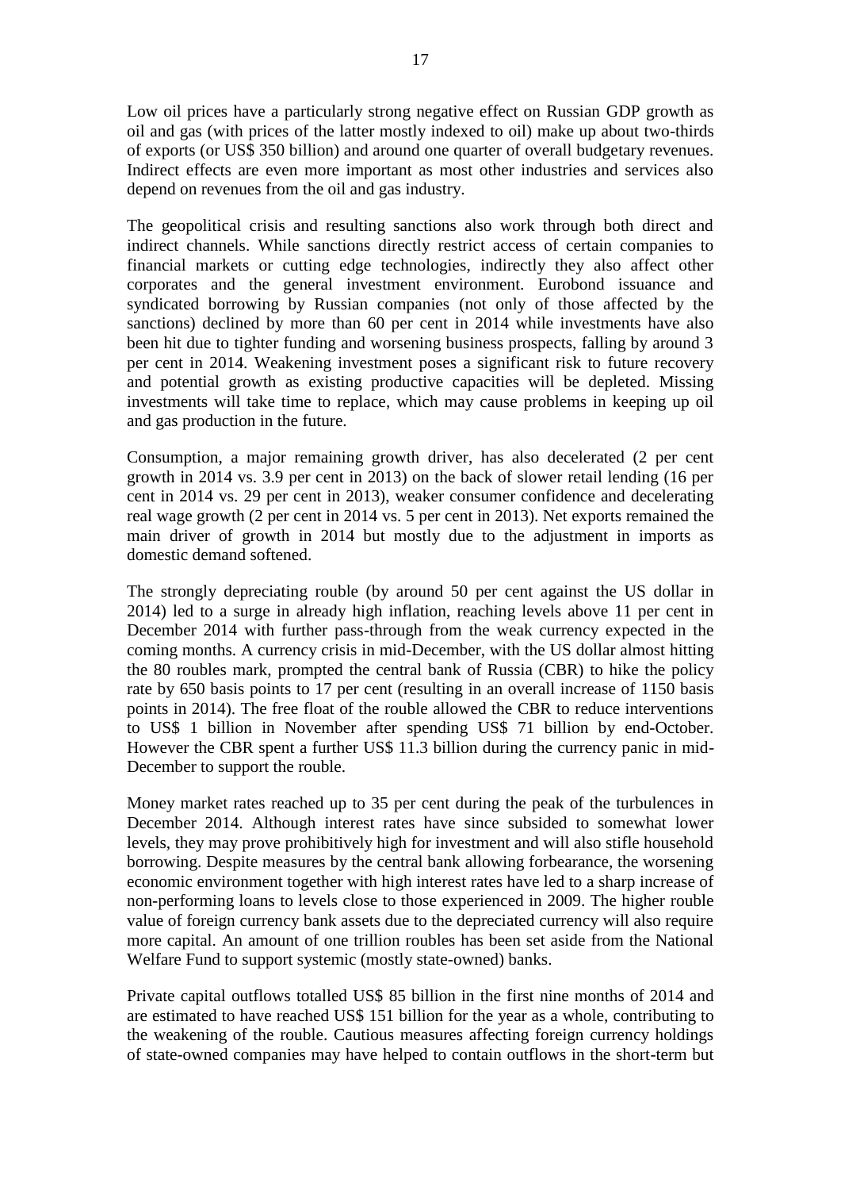Low oil prices have a particularly strong negative effect on Russian GDP growth as oil and gas (with prices of the latter mostly indexed to oil) make up about two-thirds of exports (or US$ 350 billion) and around one quarter of overall budgetary revenues. Indirect effects are even more important as most other industries and services also depend on revenues from the oil and gas industry.

The geopolitical crisis and resulting sanctions also work through both direct and indirect channels. While sanctions directly restrict access of certain companies to financial markets or cutting edge technologies, indirectly they also affect other corporates and the general investment environment. Eurobond issuance and syndicated borrowing by Russian companies (not only of those affected by the sanctions) declined by more than 60 per cent in 2014 while investments have also been hit due to tighter funding and worsening business prospects, falling by around 3 per cent in 2014. Weakening investment poses a significant risk to future recovery and potential growth as existing productive capacities will be depleted. Missing investments will take time to replace, which may cause problems in keeping up oil and gas production in the future.

Consumption, a major remaining growth driver, has also decelerated (2 per cent growth in 2014 vs. 3.9 per cent in 2013) on the back of slower retail lending (16 per cent in 2014 vs. 29 per cent in 2013), weaker consumer confidence and decelerating real wage growth (2 per cent in 2014 vs. 5 per cent in 2013). Net exports remained the main driver of growth in 2014 but mostly due to the adjustment in imports as domestic demand softened.

The strongly depreciating rouble (by around 50 per cent against the US dollar in 2014) led to a surge in already high inflation, reaching levels above 11 per cent in December 2014 with further pass-through from the weak currency expected in the coming months. A currency crisis in mid-December, with the US dollar almost hitting the 80 roubles mark, prompted the central bank of Russia (CBR) to hike the policy rate by 650 basis points to 17 per cent (resulting in an overall increase of 1150 basis points in 2014). The free float of the rouble allowed the CBR to reduce interventions to US$ 1 billion in November after spending US$ 71 billion by end-October. However the CBR spent a further US$ 11.3 billion during the currency panic in mid-December to support the rouble.

Money market rates reached up to 35 per cent during the peak of the turbulences in December 2014. Although interest rates have since subsided to somewhat lower levels, they may prove prohibitively high for investment and will also stifle household borrowing. Despite measures by the central bank allowing forbearance, the worsening economic environment together with high interest rates have led to a sharp increase of non-performing loans to levels close to those experienced in 2009. The higher rouble value of foreign currency bank assets due to the depreciated currency will also require more capital. An amount of one trillion roubles has been set aside from the National Welfare Fund to support systemic (mostly state-owned) banks.

Private capital outflows totalled US$ 85 billion in the first nine months of 2014 and are estimated to have reached US$ 151 billion for the year as a whole, contributing to the weakening of the rouble. Cautious measures affecting foreign currency holdings of state-owned companies may have helped to contain outflows in the short-term but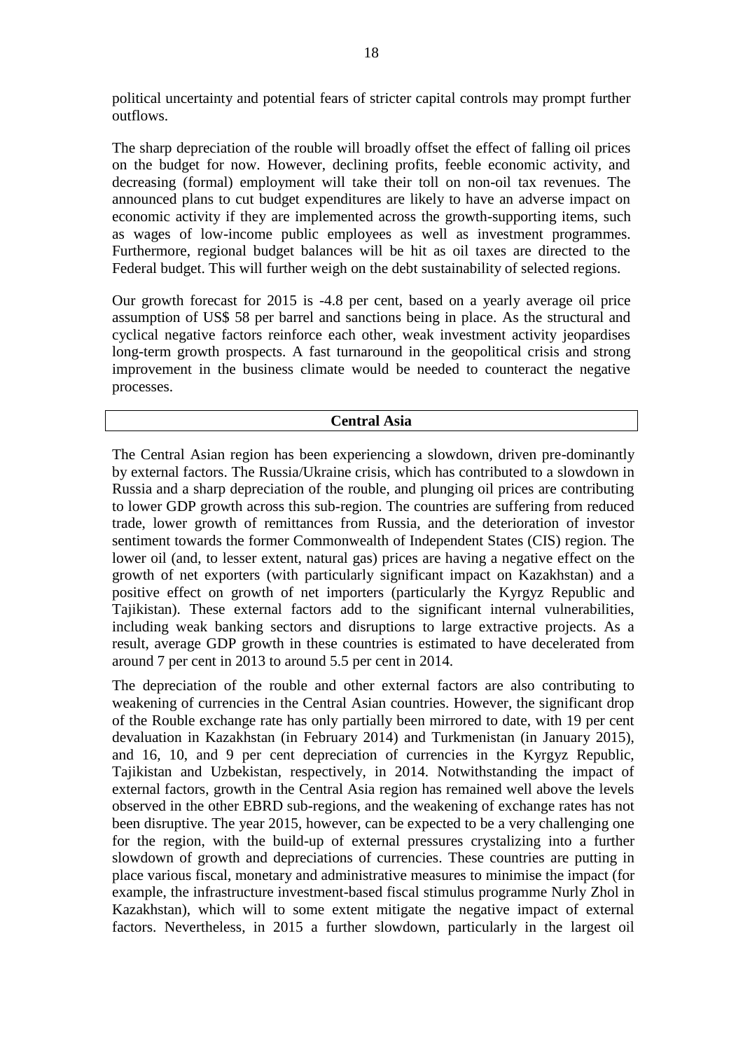political uncertainty and potential fears of stricter capital controls may prompt further outflows.

The sharp depreciation of the rouble will broadly offset the effect of falling oil prices on the budget for now. However, declining profits, feeble economic activity, and decreasing (formal) employment will take their toll on non-oil tax revenues. The announced plans to cut budget expenditures are likely to have an adverse impact on economic activity if they are implemented across the growth-supporting items, such as wages of low-income public employees as well as investment programmes. Furthermore, regional budget balances will be hit as oil taxes are directed to the Federal budget. This will further weigh on the debt sustainability of selected regions.

Our growth forecast for 2015 is -4.8 per cent, based on a yearly average oil price assumption of US$ 58 per barrel and sanctions being in place. As the structural and cyclical negative factors reinforce each other, weak investment activity jeopardises long-term growth prospects. A fast turnaround in the geopolitical crisis and strong improvement in the business climate would be needed to counteract the negative processes.

## Central Asia

The Central Asian region has been experiencing a slowdown, driven pre-dominantly by external factors. The Russia/Ukraine crisis, which has contributed to a slowdown in Russia and a sharp depreciation of the rouble, and plunging oil prices are contributing to lower GDP growth across this sub-region. The countries are suffering from reduced trade, lower growth of remittances from Russia, and the deterioration of investor sentiment towards the former Commonwealth of Independent States (CIS) region. The lower oil (and, to lesser extent, natural gas) prices are having a negative effect on the growth of net exporters (with particularly significant impact on Kazakhstan) and a positive effect on growth of net importers (particularly the Kyrgyz Republic and Tajikistan). These external factors add to the significant internal vulnerabilities, including weak banking sectors and disruptions to large extractive projects. As a result, average GDP growth in these countries is estimated to have decelerated from around 7 per cent in 2013 to around 5.5 per cent in 2014.

The depreciation of the rouble and other external factors are also contributing to weakening of currencies in the Central Asian countries. However, the significant drop of the Rouble exchange rate has only partially been mirrored to date, with 19 per cent devaluation in Kazakhstan (in February 2014) and Turkmenistan (in January 2015), and 16, 10, and 9 per cent depreciation of currencies in the Kyrgyz Republic, Tajikistan and Uzbekistan, respectively, in 2014. Notwithstanding the impact of external factors, growth in the Central Asia region has remained well above the levels observed in the other EBRD sub-regions, and the weakening of exchange rates has not been disruptive. The year 2015, however, can be expected to be a very challenging one for the region, with the build-up of external pressures crystalizing into a further slowdown of growth and depreciations of currencies. These countries are putting in place various fiscal, monetary and administrative measures to minimise the impact (for example, the infrastructure investment-based fiscal stimulus programme Nurly Zhol in Kazakhstan), which will to some extent mitigate the negative impact of external factors. Nevertheless, in 2015 a further slowdown, particularly in the largest oil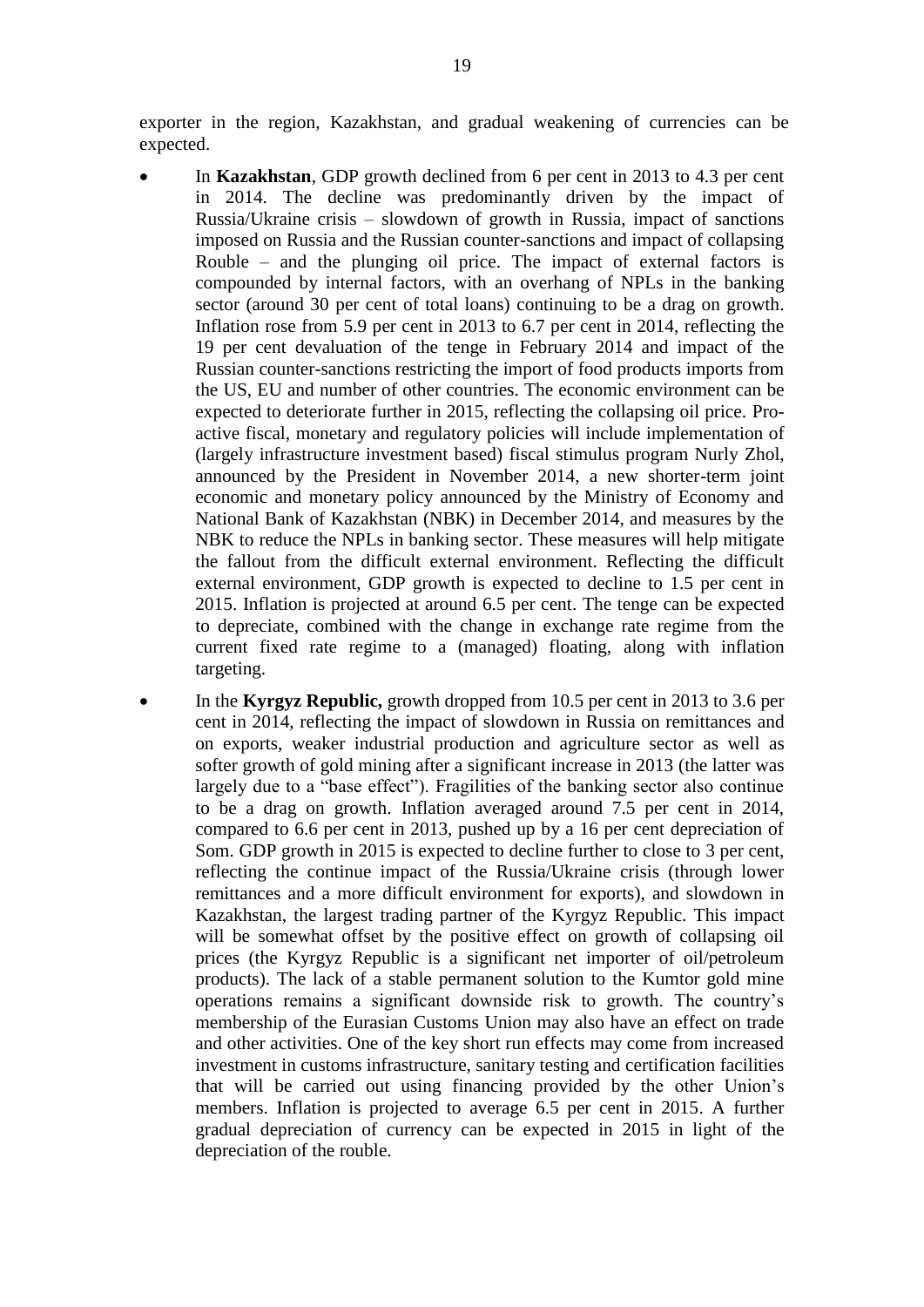exporter in the region, Kazakhstan, and gradual weakening of currencies can be expected.

- In **Kazakhstan**, GDP growth declined from 6 per cent in 2013 to 4.3 per cent in 2014. The decline was predominantly driven by the impact of Russia/Ukraine crisis – slowdown of growth in Russia, impact of sanctions imposed on Russia and the Russian counter-sanctions and impact of collapsing Rouble – and the plunging oil price. The impact of external factors is compounded by internal factors, with an overhang of NPLs in the banking sector (around 30 per cent of total loans) continuing to be a drag on growth. Inflation rose from 5.9 per cent in 2013 to 6.7 per cent in 2014, reflecting the 19 per cent devaluation of the tenge in February 2014 and impact of the Russian counter-sanctions restricting the import of food products imports from the US, EU and number of other countries. The economic environment can be expected to deteriorate further in 2015, reflecting the collapsing oil price. Pro-active fiscal, monetary and regulatory policies will include implementation of (largely infrastructure investment based) fiscal stimulus program Nurly Zhol, announced by the President in November 2014, a new shorter-term joint economic and monetary policy announced by the Ministry of Economy and National Bank of Kazakhstan (NBK) in December 2014, and measures by the NBK to reduce the NPLs in banking sector. These measures will help mitigate the fallout from the difficult external environment. Reflecting the difficult external environment, GDP growth is expected to decline to 1.5 per cent in 2015. Inflation is projected at around 6.5 per cent. The tenge can be expected to depreciate, combined with the change in exchange rate regime from the current fixed rate regime to a (managed) floating, along with inflation targeting.

- In the **Kyrgyz Republic,** growth dropped from 10.5 per cent in 2013 to 3.6 per cent in 2014, reflecting the impact of slowdown in Russia on remittances and on exports, weaker industrial production and agriculture sector as well as softer growth of gold mining after a significant increase in 2013 (the latter was largely due to a "base effect"). Fragilities of the banking sector also continue to be a drag on growth. Inflation averaged around 7.5 per cent in 2014, compared to 6.6 per cent in 2013, pushed up by a 16 per cent depreciation of Som. GDP growth in 2015 is expected to decline further to close to 3 per cent, reflecting the continue impact of the Russia/Ukraine crisis (through lower remittances and a more difficult environment for exports), and slowdown in Kazakhstan, the largest trading partner of the Kyrgyz Republic. This impact will be somewhat offset by the positive effect on growth of collapsing oil prices (the Kyrgyz Republic is a significant net importer of oil/petroleum products). The lack of a stable permanent solution to the Kumtor gold mine operations remains a significant downside risk to growth. The country's membership of the Eurasian Customs Union may also have an effect on trade and other activities. One of the key short run effects may come from increased investment in customs infrastructure, sanitary testing and certification facilities that will be carried out using financing provided by the other Union's members. Inflation is projected to average 6.5 per cent in 2015. A further gradual depreciation of currency can be expected in 2015 in light of the depreciation of the rouble.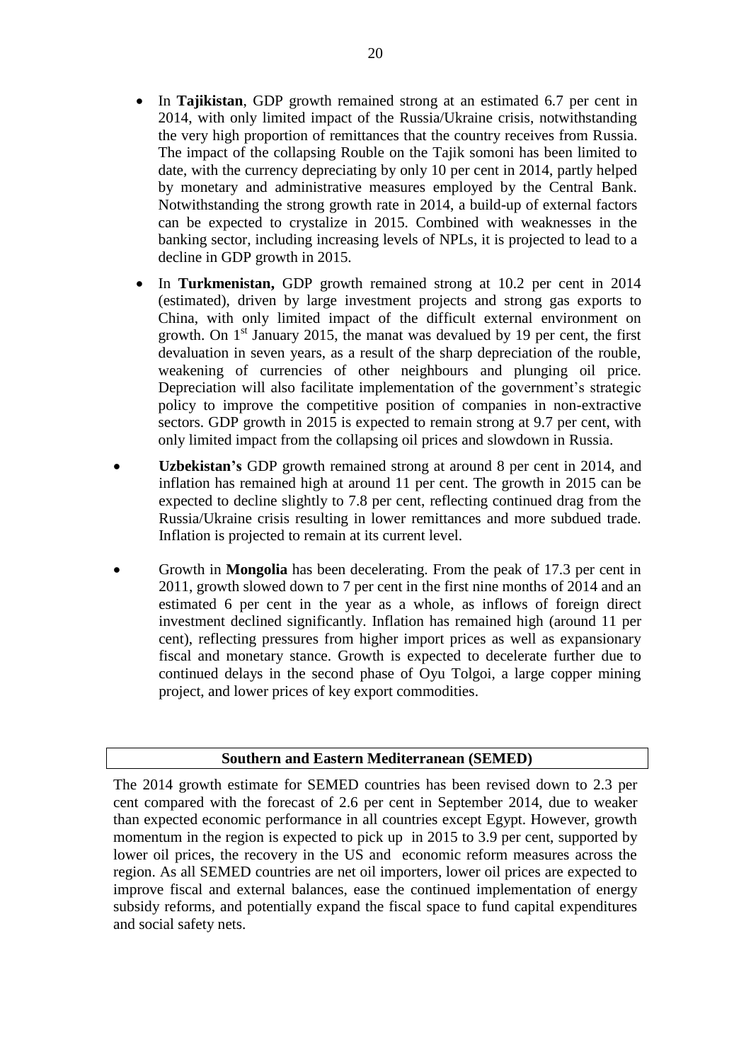- In **Tajikistan**, GDP growth remained strong at an estimated 6.7 per cent in 2014, with only limited impact of the Russia/Ukraine crisis, notwithstanding the very high proportion of remittances that the country receives from Russia. The impact of the collapsing Rouble on the Tajik somoni has been limited to date, with the currency depreciating by only 10 per cent in 2014, partly helped by monetary and administrative measures employed by the Central Bank. Notwithstanding the strong growth rate in 2014, a build-up of external factors can be expected to crystalize in 2015. Combined with weaknesses in the banking sector, including increasing levels of NPLs, it is projected to lead to a decline in GDP growth in 2015.

- In **Turkmenistan,** GDP growth remained strong at 10.2 per cent in 2014 (estimated), driven by large investment projects and strong gas exports to China, with only limited impact of the difficult external environment on growth. On 1st January 2015, the manat was devalued by 19 per cent, the first devaluation in seven years, as a result of the sharp depreciation of the rouble, weakening of currencies of other neighbours and plunging oil price. Depreciation will also facilitate implementation of the government's strategic policy to improve the competitive position of companies in non-extractive sectors. GDP growth in 2015 is expected to remain strong at 9.7 per cent, with only limited impact from the collapsing oil prices and slowdown in Russia.

- **Uzbekistan's** GDP growth remained strong at around 8 per cent in 2014, and inflation has remained high at around 11 per cent. The growth in 2015 can be expected to decline slightly to 7.8 per cent, reflecting continued drag from the Russia/Ukraine crisis resulting in lower remittances and more subdued trade. Inflation is projected to remain at its current level.

- Growth in **Mongolia** has been decelerating. From the peak of 17.3 per cent in 2011, growth slowed down to 7 per cent in the first nine months of 2014 and an estimated 6 per cent in the year as a whole, as inflows of foreign direct investment declined significantly. Inflation has remained high (around 11 per cent), reflecting pressures from higher import prices as well as expansionary fiscal and monetary stance. Growth is expected to decelerate further due to continued delays in the second phase of Oyu Tolgoi, a large copper mining project, and lower prices of key export commodities.

**Southern and Eastern Mediterranean (SEMED)**

The 2014 growth estimate for SEMED countries has been revised down to 2.3 per cent compared with the forecast of 2.6 per cent in September 2014, due to weaker than expected economic performance in all countries except Egypt. However, growth momentum in the region is expected to pick up in 2015 to 3.9 per cent, supported by lower oil prices, the recovery in the US and economic reform measures across the region. As all SEMED countries are net oil importers, lower oil prices are expected to improve fiscal and external balances, ease the continued implementation of energy subsidy reforms, and potentially expand the fiscal space to fund capital expenditures and social safety nets.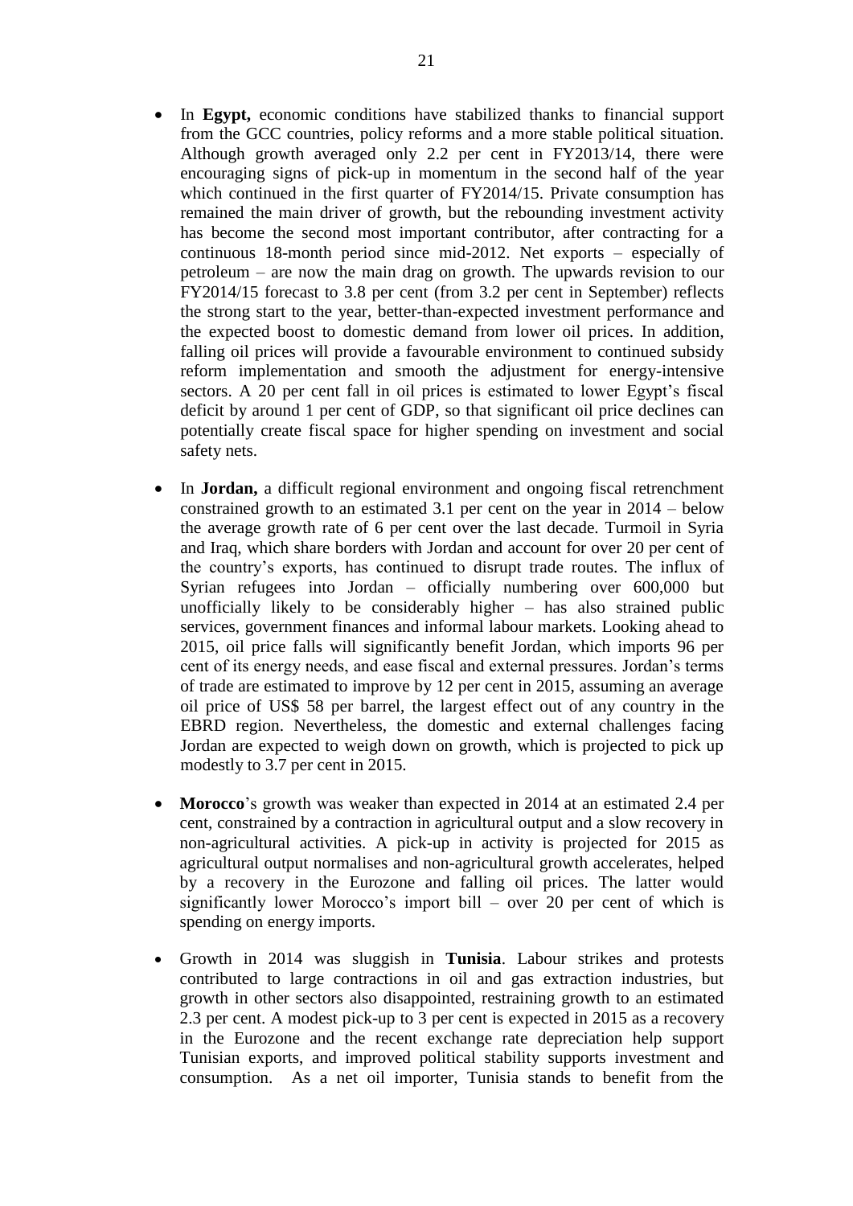- In **Egypt,** economic conditions have stabilized thanks to financial support from the GCC countries, policy reforms and a more stable political situation. Although growth averaged only 2.2 per cent in FY2013/14, there were encouraging signs of pick-up in momentum in the second half of the year which continued in the first quarter of FY2014/15. Private consumption has remained the main driver of growth, but the rebounding investment activity has become the second most important contributor, after contracting for a continuous 18-month period since mid-2012. Net exports – especially of petroleum – are now the main drag on growth. The upwards revision to our FY2014/15 forecast to 3.8 per cent (from 3.2 per cent in September) reflects the strong start to the year, better-than-expected investment performance and the expected boost to domestic demand from lower oil prices. In addition, falling oil prices will provide a favourable environment to continued subsidy reform implementation and smooth the adjustment for energy-intensive sectors. A 20 per cent fall in oil prices is estimated to lower Egypt's fiscal deficit by around 1 per cent of GDP, so that significant oil price declines can potentially create fiscal space for higher spending on investment and social safety nets.

- In **Jordan,** a difficult regional environment and ongoing fiscal retrenchment constrained growth to an estimated 3.1 per cent on the year in 2014 – below the average growth rate of 6 per cent over the last decade. Turmoil in Syria and Iraq, which share borders with Jordan and account for over 20 per cent of the country's exports, has continued to disrupt trade routes. The influx of Syrian refugees into Jordan – officially numbering over 600,000 but unofficially likely to be considerably higher – has also strained public services, government finances and informal labour markets. Looking ahead to 2015, oil price falls will significantly benefit Jordan, which imports 96 per cent of its energy needs, and ease fiscal and external pressures. Jordan's terms of trade are estimated to improve by 12 per cent in 2015, assuming an average oil price of US$ 58 per barrel, the largest effect out of any country in the EBRD region. Nevertheless, the domestic and external challenges facing Jordan are expected to weigh down on growth, which is projected to pick up modestly to 3.7 per cent in 2015.

- **Morocco**'s growth was weaker than expected in 2014 at an estimated 2.4 per cent, constrained by a contraction in agricultural output and a slow recovery in non-agricultural activities. A pick-up in activity is projected for 2015 as agricultural output normalises and non-agricultural growth accelerates, helped by a recovery in the Eurozone and falling oil prices. The latter would significantly lower Morocco's import bill – over 20 per cent of which is spending on energy imports.

- Growth in 2014 was sluggish in **Tunisia**. Labour strikes and protests contributed to large contractions in oil and gas extraction industries, but growth in other sectors also disappointed, restraining growth to an estimated 2.3 per cent. A modest pick-up to 3 per cent is expected in 2015 as a recovery in the Eurozone and the recent exchange rate depreciation help support Tunisian exports, and improved political stability supports investment and consumption. As a net oil importer, Tunisia stands to benefit from the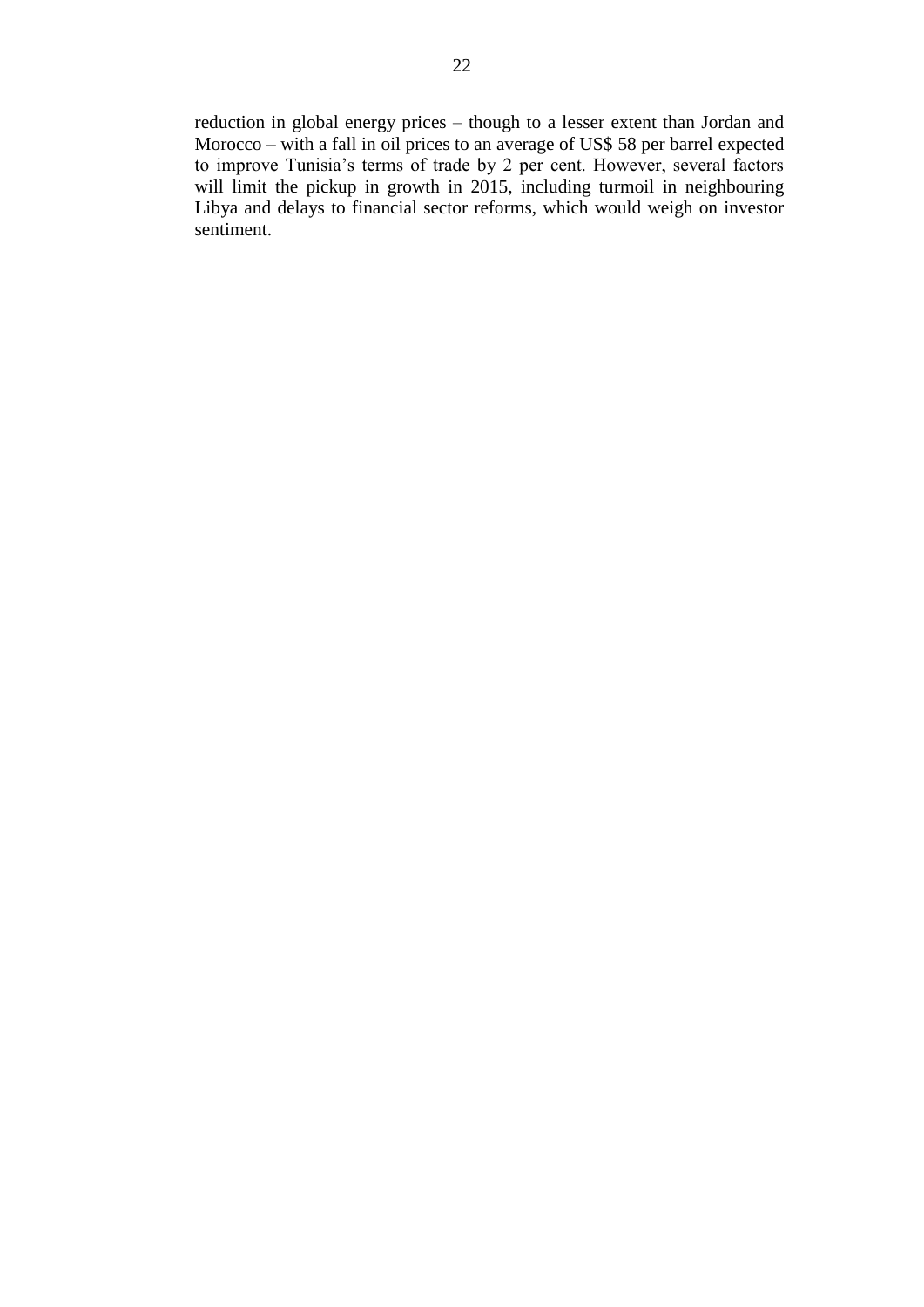reduction in global energy prices – though to a lesser extent than Jordan and Morocco – with a fall in oil prices to an average of US$ 58 per barrel expected to improve Tunisia's terms of trade by 2 per cent. However, several factors will limit the pickup in growth in 2015, including turmoil in neighbouring Libya and delays to financial sector reforms, which would weigh on investor sentiment.